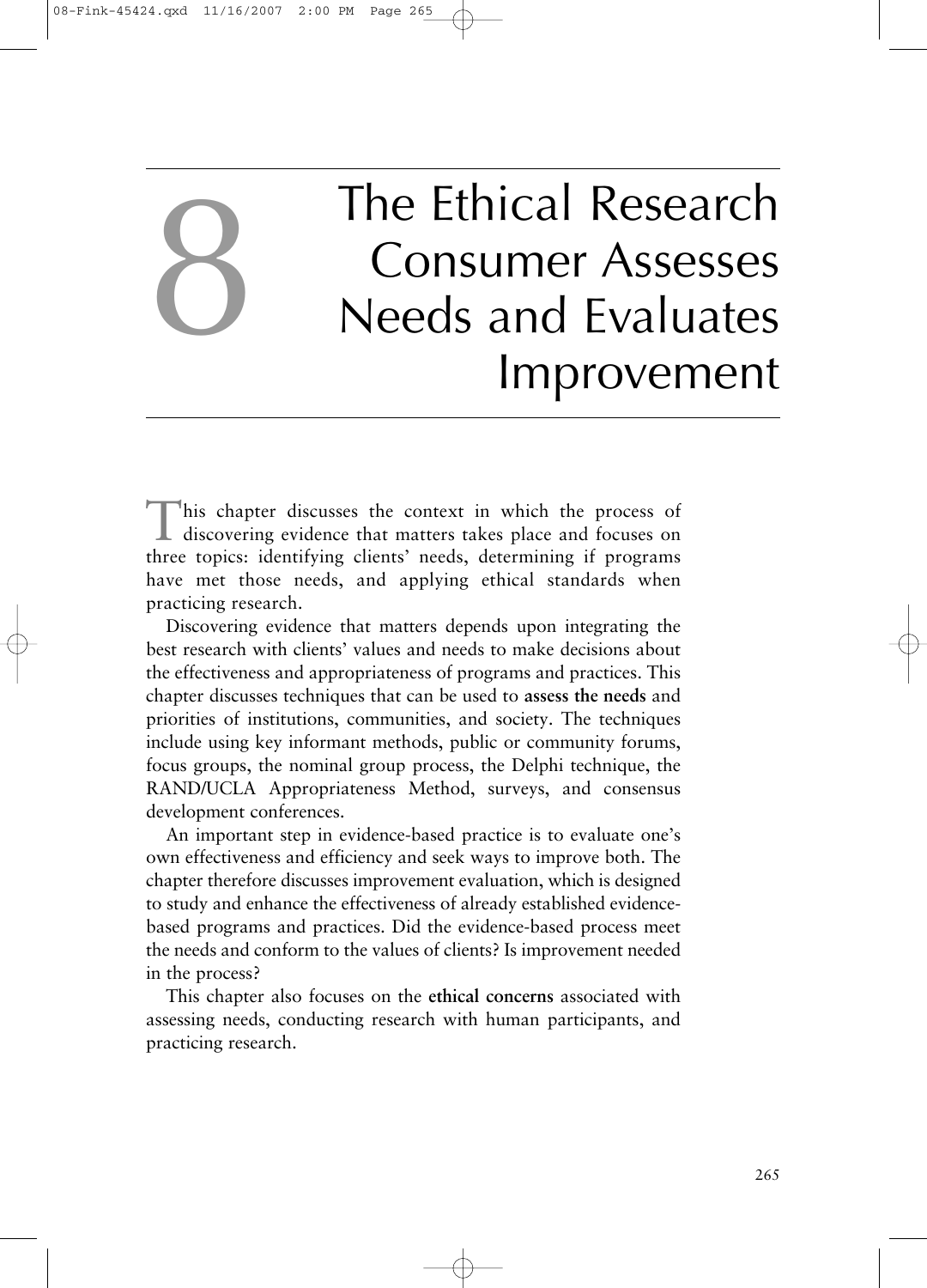# 8 The Ethical Research Consumer Assesses Needs and Evaluates Improvement

This chapter discusses the context in which the process of discovering evidence that matters takes place and focuses on three topics: identifying clients' needs, determining if programs have met those needs, and applying ethical standards when practicing research.

Discovering evidence that matters depends upon integrating the best research with clients' values and needs to make decisions about the effectiveness and appropriateness of programs and practices. This chapter discusses techniques that can be used to **assess the needs** and priorities of institutions, communities, and society. The techniques include using key informant methods, public or community forums, focus groups, the nominal group process, the Delphi technique, the RAND/UCLA Appropriateness Method, surveys, and consensus development conferences.

An important step in evidence-based practice is to evaluate one's own effectiveness and efficiency and seek ways to improve both. The chapter therefore discusses improvement evaluation, which is designed to study and enhance the effectiveness of already established evidence-based programs and practices. Did the evidence-based process meet the needs and conform to the values of clients? Is improvement needed in the process?

This chapter also focuses on the **ethical concerns** associated with assessing needs, conducting research with human participants, and practicing research.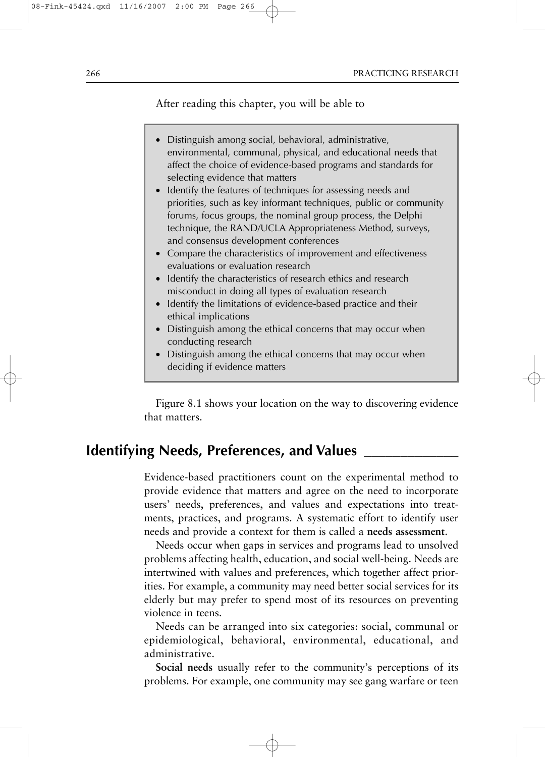After reading this chapter, you will be able to

- Distinguish among social, behavioral, administrative, environmental, communal, physical, and educational needs that affect the choice of evidence-based programs and standards for selecting evidence that matters
- Identify the features of techniques for assessing needs and priorities, such as key informant techniques, public or community forums, focus groups, the nominal group process, the Delphi technique, the RAND/UCLA Appropriateness Method, surveys, and consensus development conferences
- Compare the characteristics of improvement and effectiveness evaluations or evaluation research
- Identify the characteristics of research ethics and research misconduct in doing all types of evaluation research
- Identify the limitations of evidence-based practice and their ethical implications
- Distinguish among the ethical concerns that may occur when conducting research
- Distinguish among the ethical concerns that may occur when deciding if evidence matters

Figure 8.1 shows your location on the way to discovering evidence that matters.

## Identifying Needs, Preferences, and Values

Evidence-based practitioners count on the experimental method to provide evidence that matters and agree on the need to incorporate users' needs, preferences, and values and expectations into treatments, practices, and programs. A systematic effort to identify user needs and provide a context for them is called a **needs assessment**.

Needs occur when gaps in services and programs lead to unsolved problems affecting health, education, and social well-being. Needs are intertwined with values and preferences, which together affect priorities. For example, a community may need better social services for its elderly but may prefer to spend most of its resources on preventing violence in teens.

Needs can be arranged into six categories: social, communal or epidemiological, behavioral, environmental, educational, and administrative.

**Social needs** usually refer to the community's perceptions of its problems. For example, one community may see gang warfare or teen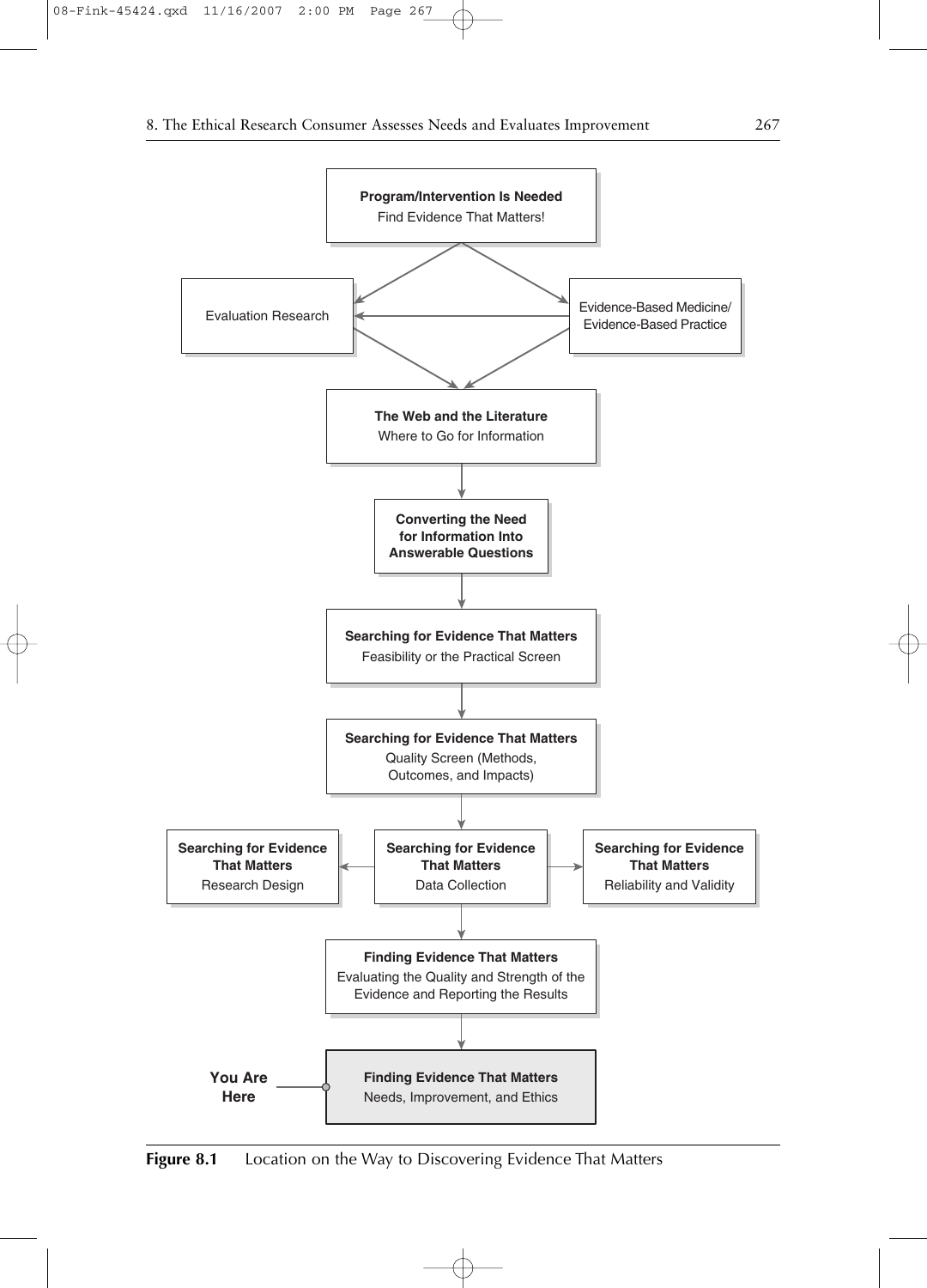**Program/Intervention Is Needed**
Find Evidence That Matters!

Evaluation Research

Evidence-Based Medicine/ Evidence-Based Practice

**The Web and the Literature**
Where to Go for Information

**Converting the Need for Information Into Answerable Questions**

**Searching for Evidence That Matters**
Feasibility or the Practical Screen

**Searching for Evidence That Matters**
Quality Screen (Methods, Outcomes, and Impacts)

**Searching for Evidence That Matters**
Research Design

**Searching for Evidence That Matters**
Data Collection

**Searching for Evidence That Matters**
Reliability and Validity

**Finding Evidence That Matters**
Evaluating the Quality and Strength of the Evidence and Reporting the Results

**You Are Here**

**Finding Evidence That Matters**
Needs, Improvement, and Ethics

**Figure 8.1** Location on the Way to Discovering Evidence That Matters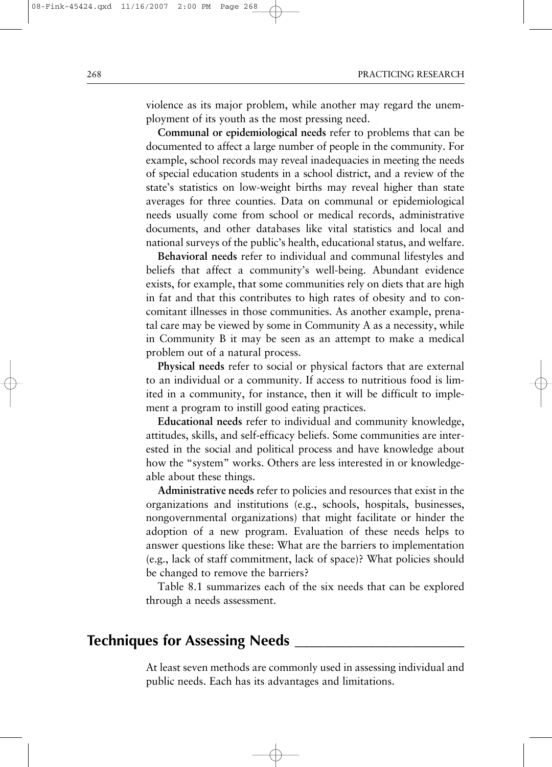violence as its major problem, while another may regard the unemployment of its youth as the most pressing need.

**Communal or epidemiological needs** refer to problems that can be documented to affect a large number of people in the community. For example, school records may reveal inadequacies in meeting the needs of special education students in a school district, and a review of the state's statistics on low-weight births may reveal higher than state averages for three counties. Data on communal or epidemiological needs usually come from school or medical records, administrative documents, and other databases like vital statistics and local and national surveys of the public's health, educational status, and welfare.

**Behavioral needs** refer to individual and communal lifestyles and beliefs that affect a community's well-being. Abundant evidence exists, for example, that some communities rely on diets that are high in fat and that this contributes to high rates of obesity and to concomitant illnesses in those communities. As another example, prenatal care may be viewed by some in Community A as a necessity, while in Community B it may be seen as an attempt to make a medical problem out of a natural process.

**Physical needs** refer to social or physical factors that are external to an individual or a community. If access to nutritious food is limited in a community, for instance, then it will be difficult to implement a program to instill good eating practices.

**Educational needs** refer to individual and community knowledge, attitudes, skills, and self-efficacy beliefs. Some communities are interested in the social and political process and have knowledge about how the "system" works. Others are less interested in or knowledgeable about these things.

**Administrative needs** refer to policies and resources that exist in the organizations and institutions (e.g., schools, hospitals, businesses, nongovernmental organizations) that might facilitate or hinder the adoption of a new program. Evaluation of these needs helps to answer questions like these: What are the barriers to implementation (e.g., lack of staff commitment, lack of space)? What policies should be changed to remove the barriers?

Table 8.1 summarizes each of the six needs that can be explored through a needs assessment.

## Techniques for Assessing Needs

At least seven methods are commonly used in assessing individual and public needs. Each has its advantages and limitations.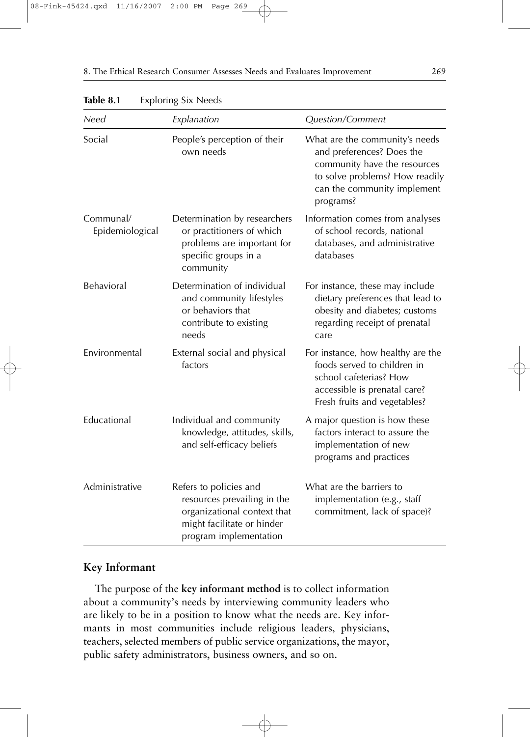**Table 8.1** Exploring Six Needs

| *Need* | *Explanation* | *Question/Comment* |
|---|---|---|
| Social | People's perception of their own needs | What are the community's needs and preferences? Does the community have the resources to solve problems? How readily can the community implement programs? |
| Communal/ Epidemiological | Determination by researchers or practitioners of which problems are important for specific groups in a community | Information comes from analyses of school records, national databases, and administrative databases |
| Behavioral | Determination of individual and community lifestyles or behaviors that contribute to existing needs | For instance, these may include dietary preferences that lead to obesity and diabetes; customs regarding receipt of prenatal care |
| Environmental | External social and physical factors | For instance, how healthy are the foods served to children in school cafeterias? How accessible is prenatal care? Fresh fruits and vegetables? |
| Educational | Individual and community knowledge, attitudes, skills, and self-efficacy beliefs | A major question is how these factors interact to assure the implementation of new programs and practices |
| Administrative | Refers to policies and resources prevailing in the organizational context that might facilitate or hinder program implementation | What are the barriers to implementation (e.g., staff commitment, lack of space)? |

## Key Informant

The purpose of the **key informant method** is to collect information about a community's needs by interviewing community leaders who are likely to be in a position to know what the needs are. Key informants in most communities include religious leaders, physicians, teachers, selected members of public service organizations, the mayor, public safety administrators, business owners, and so on.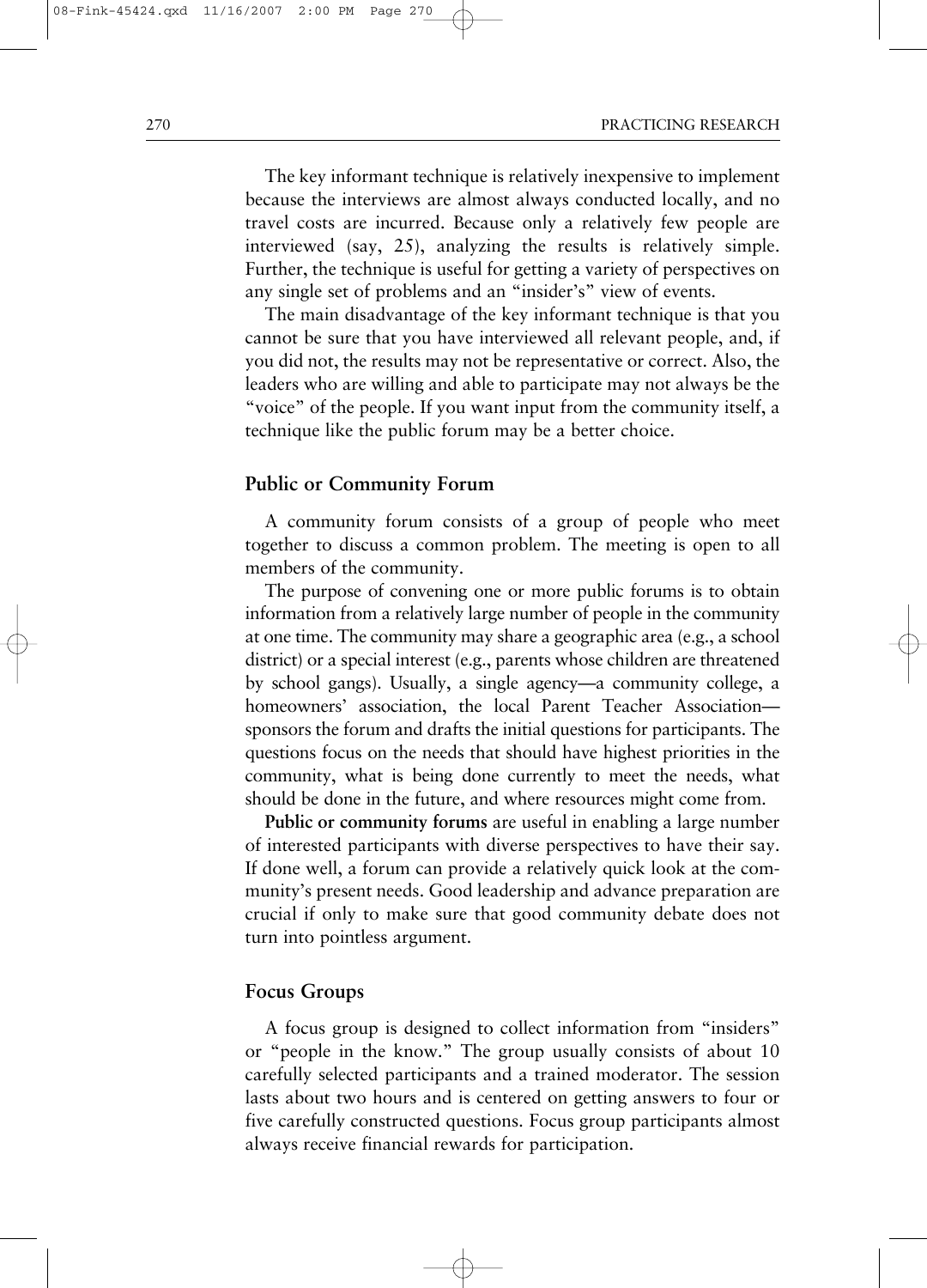The key informant technique is relatively inexpensive to implement because the interviews are almost always conducted locally, and no travel costs are incurred. Because only a relatively few people are interviewed (say, 25), analyzing the results is relatively simple. Further, the technique is useful for getting a variety of perspectives on any single set of problems and an "insider's" view of events.

The main disadvantage of the key informant technique is that you cannot be sure that you have interviewed all relevant people, and, if you did not, the results may not be representative or correct. Also, the leaders who are willing and able to participate may not always be the "voice" of the people. If you want input from the community itself, a technique like the public forum may be a better choice.

## Public or Community Forum

A community forum consists of a group of people who meet together to discuss a common problem. The meeting is open to all members of the community.

The purpose of convening one or more public forums is to obtain information from a relatively large number of people in the community at one time. The community may share a geographic area (e.g., a school district) or a special interest (e.g., parents whose children are threatened by school gangs). Usually, a single agency—a community college, a homeowners' association, the local Parent Teacher Association—sponsors the forum and drafts the initial questions for participants. The questions focus on the needs that should have highest priorities in the community, what is being done currently to meet the needs, what should be done in the future, and where resources might come from.

**Public or community forums** are useful in enabling a large number of interested participants with diverse perspectives to have their say. If done well, a forum can provide a relatively quick look at the community's present needs. Good leadership and advance preparation are crucial if only to make sure that good community debate does not turn into pointless argument.

## Focus Groups

A focus group is designed to collect information from "insiders" or "people in the know." The group usually consists of about 10 carefully selected participants and a trained moderator. The session lasts about two hours and is centered on getting answers to four or five carefully constructed questions. Focus group participants almost always receive financial rewards for participation.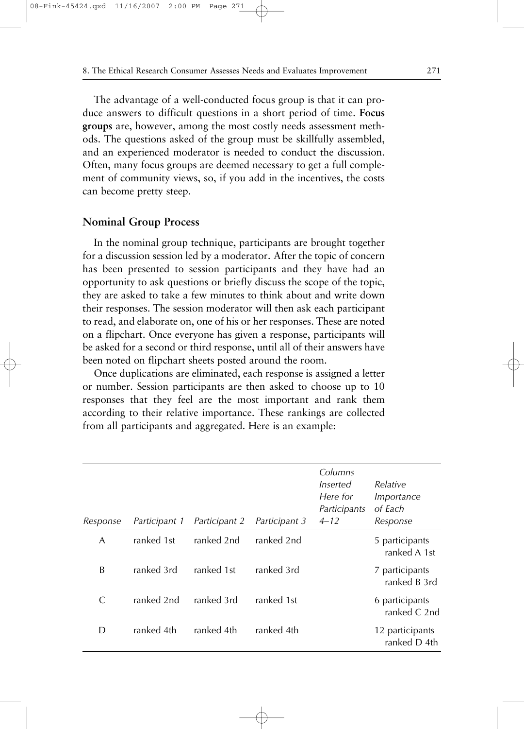The advantage of a well-conducted focus group is that it can produce answers to difficult questions in a short period of time. **Focus groups** are, however, among the most costly needs assessment methods. The questions asked of the group must be skillfully assembled, and an experienced moderator is needed to conduct the discussion. Often, many focus groups are deemed necessary to get a full complement of community views, so, if you add in the incentives, the costs can become pretty steep.

### Nominal Group Process

In the nominal group technique, participants are brought together for a discussion session led by a moderator. After the topic of concern has been presented to session participants and they have had an opportunity to ask questions or briefly discuss the scope of the topic, they are asked to take a few minutes to think about and write down their responses. The session moderator will then ask each participant to read, and elaborate on, one of his or her responses. These are noted on a flipchart. Once everyone has given a response, participants will be asked for a second or third response, until all of their answers have been noted on flipchart sheets posted around the room.

Once duplications are eliminated, each response is assigned a letter or number. Session participants are then asked to choose up to 10 responses that they feel are the most important and rank them according to their relative importance. These rankings are collected from all participants and aggregated. Here is an example:

| *Response* | *Participant 1* | *Participant 2* | *Participant 3* | *Columns Inserted Here for Participants 4–12* | *Relative Importance of Each Response* |
|---|---|---|---|---|---|
| A | ranked 1st | ranked 2nd | ranked 2nd | | 5 participants ranked A 1st |
| B | ranked 3rd | ranked 1st | ranked 3rd | | 7 participants ranked B 3rd |
| C | ranked 2nd | ranked 3rd | ranked 1st | | 6 participants ranked C 2nd |
| D | ranked 4th | ranked 4th | ranked 4th | | 12 participants ranked D 4th |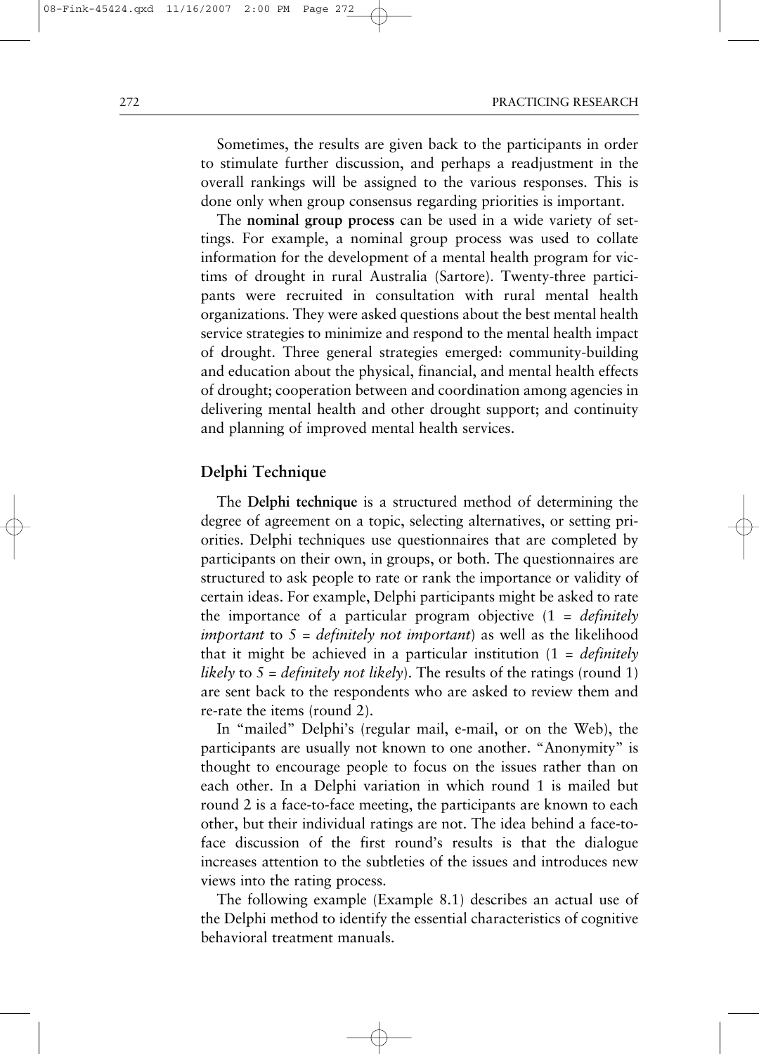Sometimes, the results are given back to the participants in order to stimulate further discussion, and perhaps a readjustment in the overall rankings will be assigned to the various responses. This is done only when group consensus regarding priorities is important.

The **nominal group process** can be used in a wide variety of settings. For example, a nominal group process was used to collate information for the development of a mental health program for victims of drought in rural Australia (Sartore). Twenty-three participants were recruited in consultation with rural mental health organizations. They were asked questions about the best mental health service strategies to minimize and respond to the mental health impact of drought. Three general strategies emerged: community-building and education about the physical, financial, and mental health effects of drought; cooperation between and coordination among agencies in delivering mental health and other drought support; and continuity and planning of improved mental health services.

## Delphi Technique

The **Delphi technique** is a structured method of determining the degree of agreement on a topic, selecting alternatives, or setting priorities. Delphi techniques use questionnaires that are completed by participants on their own, in groups, or both. The questionnaires are structured to ask people to rate or rank the importance or validity of certain ideas. For example, Delphi participants might be asked to rate the importance of a particular program objective (1 = *definitely important* to 5 = *definitely not important*) as well as the likelihood that it might be achieved in a particular institution (1 = *definitely likely* to 5 = *definitely not likely*). The results of the ratings (round 1) are sent back to the respondents who are asked to review them and re-rate the items (round 2).

In "mailed" Delphi's (regular mail, e-mail, or on the Web), the participants are usually not known to one another. "Anonymity" is thought to encourage people to focus on the issues rather than on each other. In a Delphi variation in which round 1 is mailed but round 2 is a face-to-face meeting, the participants are known to each other, but their individual ratings are not. The idea behind a face-to-face discussion of the first round's results is that the dialogue increases attention to the subtleties of the issues and introduces new views into the rating process.

The following example (Example 8.1) describes an actual use of the Delphi method to identify the essential characteristics of cognitive behavioral treatment manuals.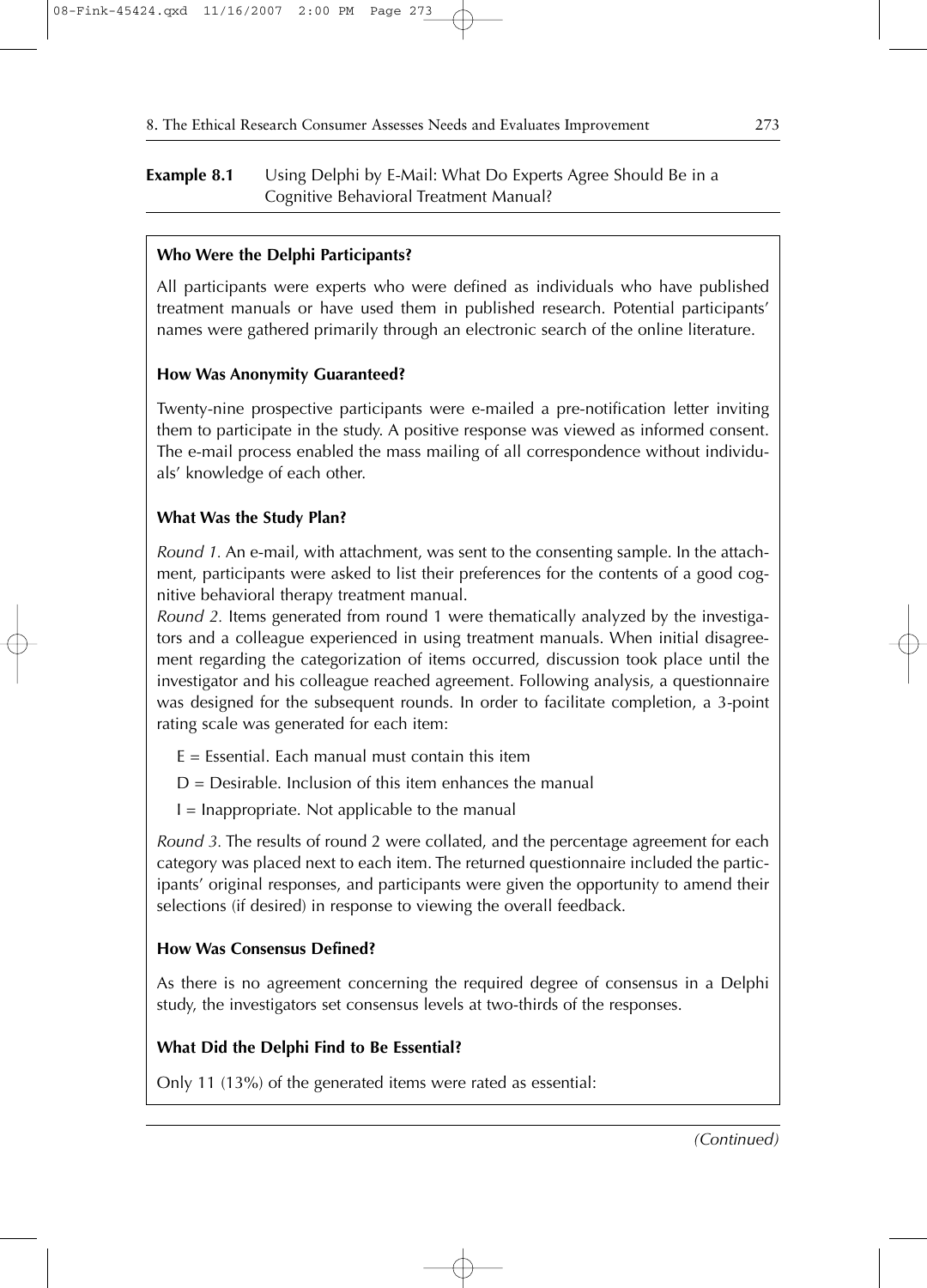**Example 8.1** Using Delphi by E-Mail: What Do Experts Agree Should Be in a Cognitive Behavioral Treatment Manual?

**Who Were the Delphi Participants?**

All participants were experts who were defined as individuals who have published treatment manuals or have used them in published research. Potential participants' names were gathered primarily through an electronic search of the online literature.

**How Was Anonymity Guaranteed?**

Twenty-nine prospective participants were e-mailed a pre-notification letter inviting them to participate in the study. A positive response was viewed as informed consent. The e-mail process enabled the mass mailing of all correspondence without individuals' knowledge of each other.

**What Was the Study Plan?**

*Round 1.* An e-mail, with attachment, was sent to the consenting sample. In the attachment, participants were asked to list their preferences for the contents of a good cognitive behavioral therapy treatment manual.

*Round 2.* Items generated from round 1 were thematically analyzed by the investigators and a colleague experienced in using treatment manuals. When initial disagreement regarding the categorization of items occurred, discussion took place until the investigator and his colleague reached agreement. Following analysis, a questionnaire was designed for the subsequent rounds. In order to facilitate completion, a 3-point rating scale was generated for each item:

E = Essential. Each manual must contain this item

D = Desirable. Inclusion of this item enhances the manual

I = Inappropriate. Not applicable to the manual

*Round 3.* The results of round 2 were collated, and the percentage agreement for each category was placed next to each item. The returned questionnaire included the participants' original responses, and participants were given the opportunity to amend their selections (if desired) in response to viewing the overall feedback.

**How Was Consensus Defined?**

As there is no agreement concerning the required degree of consensus in a Delphi study, the investigators set consensus levels at two-thirds of the responses.

**What Did the Delphi Find to Be Essential?**

Only 11 (13%) of the generated items were rated as essential:

*(Continued)*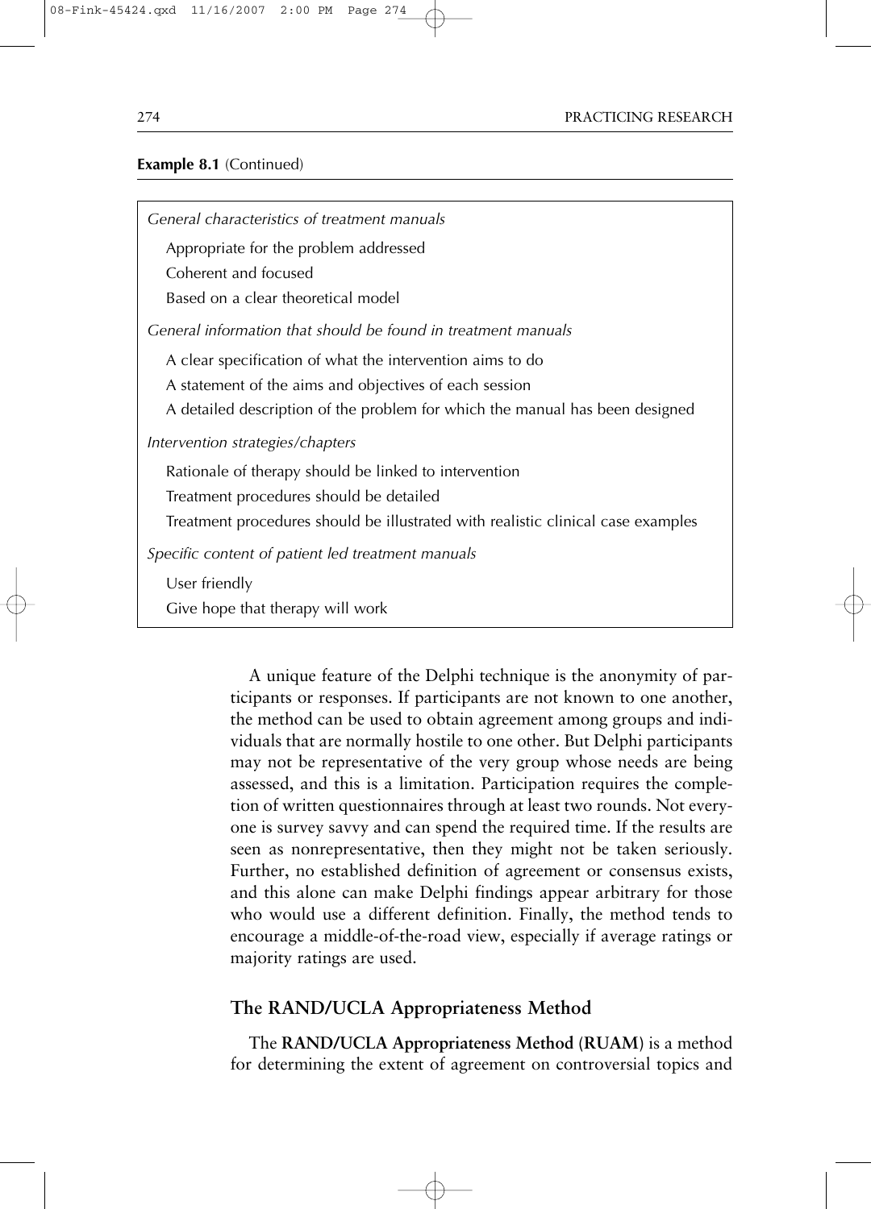**Example 8.1** (Continued)

*General characteristics of treatment manuals*

Appropriate for the problem addressed

Coherent and focused

Based on a clear theoretical model

*General information that should be found in treatment manuals*

A clear specification of what the intervention aims to do

A statement of the aims and objectives of each session

A detailed description of the problem for which the manual has been designed

*Intervention strategies/chapters*

Rationale of therapy should be linked to intervention

Treatment procedures should be detailed

Treatment procedures should be illustrated with realistic clinical case examples

*Specific content of patient led treatment manuals*

User friendly

Give hope that therapy will work

A unique feature of the Delphi technique is the anonymity of participants or responses. If participants are not known to one another, the method can be used to obtain agreement among groups and individuals that are normally hostile to one other. But Delphi participants may not be representative of the very group whose needs are being assessed, and this is a limitation. Participation requires the completion of written questionnaires through at least two rounds. Not everyone is survey savvy and can spend the required time. If the results are seen as nonrepresentative, then they might not be taken seriously. Further, no established definition of agreement or consensus exists, and this alone can make Delphi findings appear arbitrary for those who would use a different definition. Finally, the method tends to encourage a middle-of-the-road view, especially if average ratings or majority ratings are used.

## The RAND/UCLA Appropriateness Method

The **RAND/UCLA Appropriateness Method (RUAM)** is a method for determining the extent of agreement on controversial topics and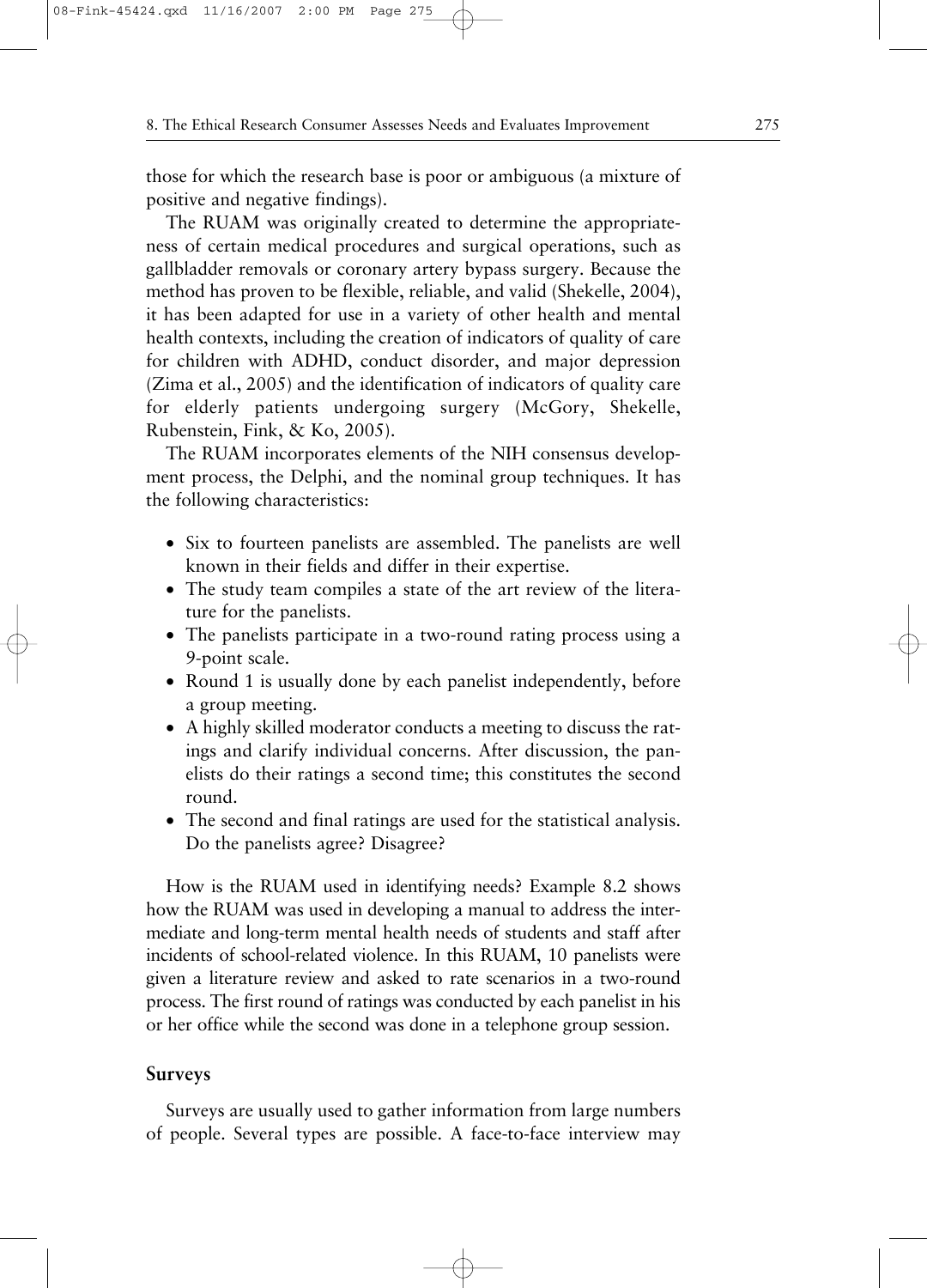those for which the research base is poor or ambiguous (a mixture of positive and negative findings).

The RUAM was originally created to determine the appropriateness of certain medical procedures and surgical operations, such as gallbladder removals or coronary artery bypass surgery. Because the method has proven to be flexible, reliable, and valid (Shekelle, 2004), it has been adapted for use in a variety of other health and mental health contexts, including the creation of indicators of quality of care for children with ADHD, conduct disorder, and major depression (Zima et al., 2005) and the identification of indicators of quality care for elderly patients undergoing surgery (McGory, Shekelle, Rubenstein, Fink, & Ko, 2005).

The RUAM incorporates elements of the NIH consensus development process, the Delphi, and the nominal group techniques. It has the following characteristics:

- Six to fourteen panelists are assembled. The panelists are well known in their fields and differ in their expertise.
- The study team compiles a state of the art review of the literature for the panelists.
- The panelists participate in a two-round rating process using a 9-point scale.
- Round 1 is usually done by each panelist independently, before a group meeting.
- A highly skilled moderator conducts a meeting to discuss the ratings and clarify individual concerns. After discussion, the panelists do their ratings a second time; this constitutes the second round.
- The second and final ratings are used for the statistical analysis. Do the panelists agree? Disagree?

How is the RUAM used in identifying needs? Example 8.2 shows how the RUAM was used in developing a manual to address the intermediate and long-term mental health needs of students and staff after incidents of school-related violence. In this RUAM, 10 panelists were given a literature review and asked to rate scenarios in a two-round process. The first round of ratings was conducted by each panelist in his or her office while the second was done in a telephone group session.

## Surveys

Surveys are usually used to gather information from large numbers of people. Several types are possible. A face-to-face interview may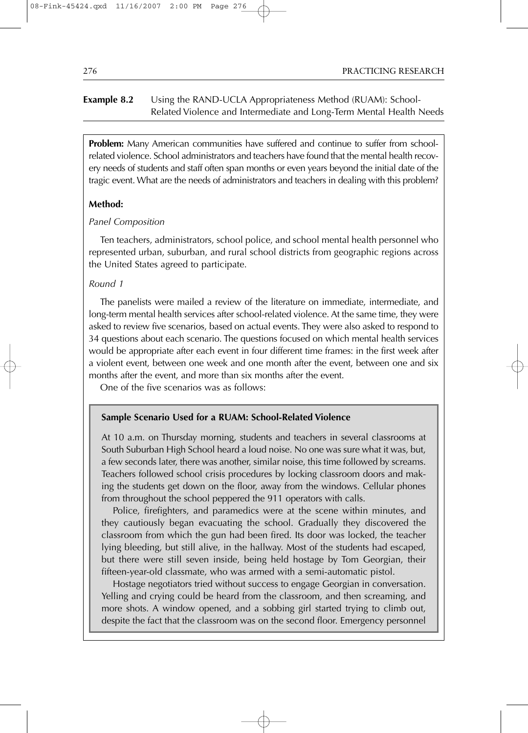**Example 8.2** Using the RAND-UCLA Appropriateness Method (RUAM): School-Related Violence and Intermediate and Long-Term Mental Health Needs

**Problem:** Many American communities have suffered and continue to suffer from school-related violence. School administrators and teachers have found that the mental health recovery needs of students and staff often span months or even years beyond the initial date of the tragic event. What are the needs of administrators and teachers in dealing with this problem?

**Method:**

*Panel Composition*

Ten teachers, administrators, school police, and school mental health personnel who represented urban, suburban, and rural school districts from geographic regions across the United States agreed to participate.

*Round 1*

The panelists were mailed a review of the literature on immediate, intermediate, and long-term mental health services after school-related violence. At the same time, they were asked to review five scenarios, based on actual events. They were also asked to respond to 34 questions about each scenario. The questions focused on which mental health services would be appropriate after each event in four different time frames: in the first week after a violent event, between one week and one month after the event, between one and six months after the event, and more than six months after the event.

One of the five scenarios was as follows:

**Sample Scenario Used for a RUAM: School-Related Violence**

At 10 a.m. on Thursday morning, students and teachers in several classrooms at South Suburban High School heard a loud noise. No one was sure what it was, but, a few seconds later, there was another, similar noise, this time followed by screams. Teachers followed school crisis procedures by locking classroom doors and making the students get down on the floor, away from the windows. Cellular phones from throughout the school peppered the 911 operators with calls.

Police, firefighters, and paramedics were at the scene within minutes, and they cautiously began evacuating the school. Gradually they discovered the classroom from which the gun had been fired. Its door was locked, the teacher lying bleeding, but still alive, in the hallway. Most of the students had escaped, but there were still seven inside, being held hostage by Tom Georgian, their fifteen-year-old classmate, who was armed with a semi-automatic pistol.

Hostage negotiators tried without success to engage Georgian in conversation. Yelling and crying could be heard from the classroom, and then screaming, and more shots. A window opened, and a sobbing girl started trying to climb out, despite the fact that the classroom was on the second floor. Emergency personnel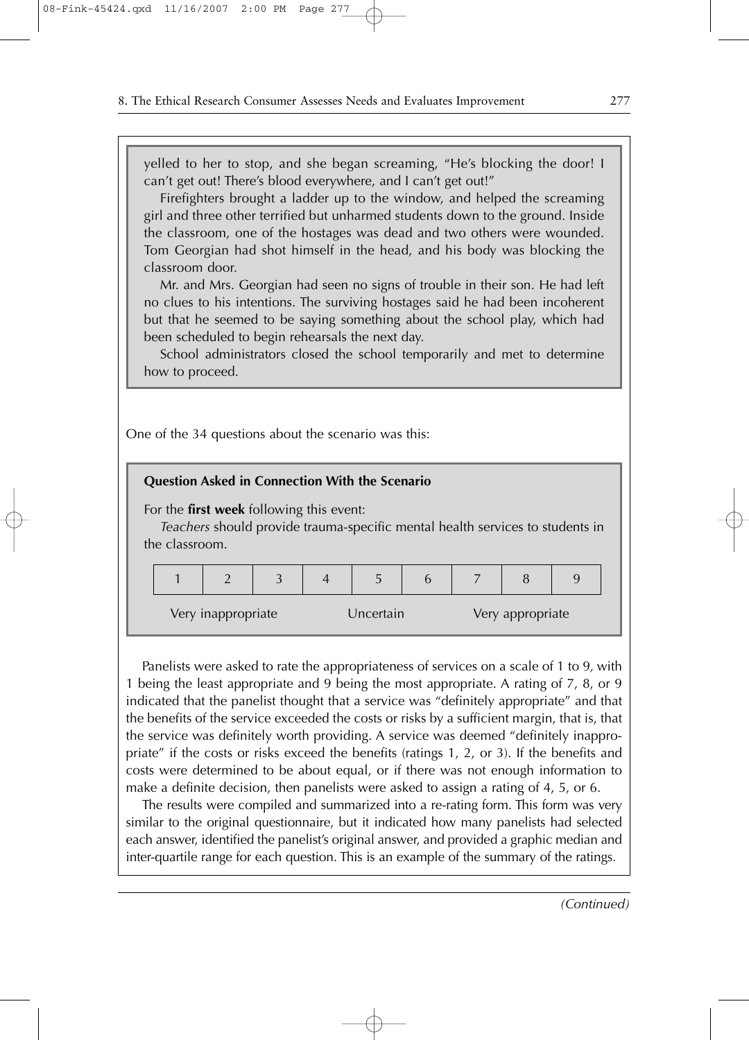yelled to her to stop, and she began screaming, "He's blocking the door! I can't get out! There's blood everywhere, and I can't get out!"

Firefighters brought a ladder up to the window, and helped the screaming girl and three other terrified but unharmed students down to the ground. Inside the classroom, one of the hostages was dead and two others were wounded. Tom Georgian had shot himself in the head, and his body was blocking the classroom door.

Mr. and Mrs. Georgian had seen no signs of trouble in their son. He had left no clues to his intentions. The surviving hostages said he had been incoherent but that he seemed to be saying something about the school play, which had been scheduled to begin rehearsals the next day.

School administrators closed the school temporarily and met to determine how to proceed.

One of the 34 questions about the scenario was this:

**Question Asked in Connection With the Scenario**

For the **first week** following this event:

*Teachers* should provide trauma-specific mental health services to students in the classroom.

| 1 | 2 | 3 | 4 | 5 | 6 | 7 | 8 | 9 |
|---|---|---|---|---|---|---|---|---|

Very inappropriate — Uncertain — Very appropriate

Panelists were asked to rate the appropriateness of services on a scale of 1 to 9, with 1 being the least appropriate and 9 being the most appropriate. A rating of 7, 8, or 9 indicated that the panelist thought that a service was "definitely appropriate" and that the benefits of the service exceeded the costs or risks by a sufficient margin, that is, that the service was definitely worth providing. A service was deemed "definitely inappropriate" if the costs or risks exceed the benefits (ratings 1, 2, or 3). If the benefits and costs were determined to be about equal, or if there was not enough information to make a definite decision, then panelists were asked to assign a rating of 4, 5, or 6.

The results were compiled and summarized into a re-rating form. This form was very similar to the original questionnaire, but it indicated how many panelists had selected each answer, identified the panelist's original answer, and provided a graphic median and inter-quartile range for each question. This is an example of the summary of the ratings.

*(Continued)*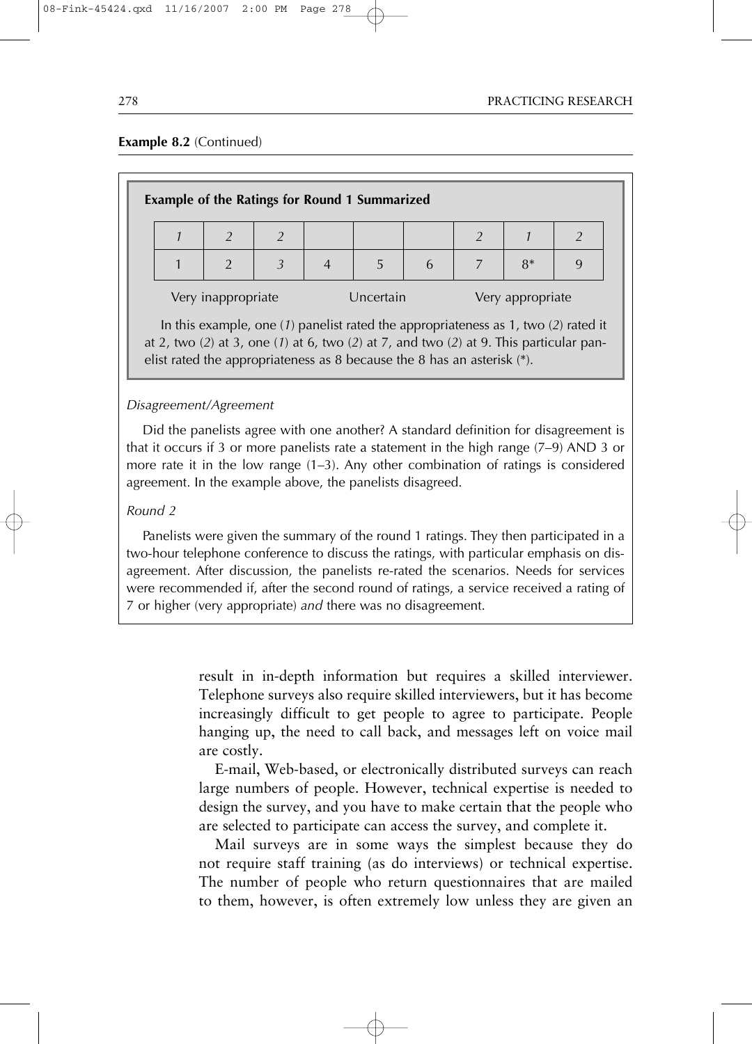**Example 8.2** (Continued)

**Example of the Ratings for Round 1 Summarized**

| *1* | *2* | *2* | | | | *2* | *1* | *2* |
|---|---|---|---|---|---|---|---|---|
| 1 | 2 | *3* | 4 | 5 | 6 | 7 | 8* | 9 |

Very inappropriate — Uncertain — Very appropriate

In this example, one (*1*) panelist rated the appropriateness as 1, two (*2*) rated it at 2, two (*2*) at 3, one (*1*) at 6, two (*2*) at 7, and two (*2*) at 9. This particular panelist rated the appropriateness as 8 because the 8 has an asterisk (*).

*Disagreement/Agreement*

Did the panelists agree with one another? A standard definition for disagreement is that it occurs if 3 or more panelists rate a statement in the high range (7–9) AND 3 or more rate it in the low range (1–3). Any other combination of ratings is considered agreement. In the example above, the panelists disagreed.

*Round 2*

Panelists were given the summary of the round 1 ratings. They then participated in a two-hour telephone conference to discuss the ratings, with particular emphasis on disagreement. After discussion, the panelists re-rated the scenarios. Needs for services were recommended if, after the second round of ratings, a service received a rating of 7 or higher (very appropriate) *and* there was no disagreement.

result in in-depth information but requires a skilled interviewer. Telephone surveys also require skilled interviewers, but it has become increasingly difficult to get people to agree to participate. People hanging up, the need to call back, and messages left on voice mail are costly.

E-mail, Web-based, or electronically distributed surveys can reach large numbers of people. However, technical expertise is needed to design the survey, and you have to make certain that the people who are selected to participate can access the survey, and complete it.

Mail surveys are in some ways the simplest because they do not require staff training (as do interviews) or technical expertise. The number of people who return questionnaires that are mailed to them, however, is often extremely low unless they are given an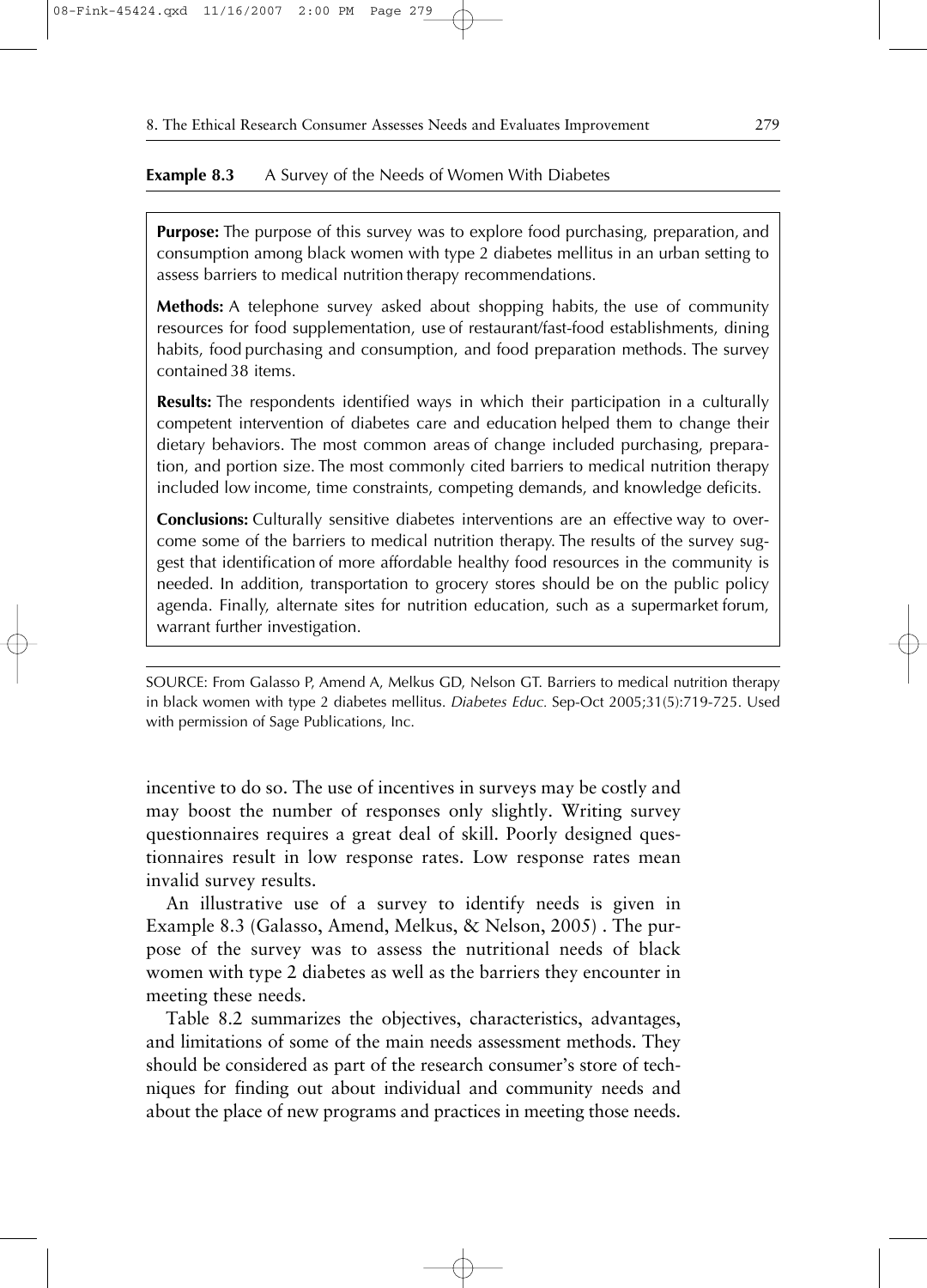**Example 8.3** A Survey of the Needs of Women With Diabetes

**Purpose:** The purpose of this survey was to explore food purchasing, preparation, and consumption among black women with type 2 diabetes mellitus in an urban setting to assess barriers to medical nutrition therapy recommendations.

**Methods:** A telephone survey asked about shopping habits, the use of community resources for food supplementation, use of restaurant/fast-food establishments, dining habits, food purchasing and consumption, and food preparation methods. The survey contained 38 items.

**Results:** The respondents identified ways in which their participation in a culturally competent intervention of diabetes care and education helped them to change their dietary behaviors. The most common areas of change included purchasing, preparation, and portion size. The most commonly cited barriers to medical nutrition therapy included low income, time constraints, competing demands, and knowledge deficits.

**Conclusions:** Culturally sensitive diabetes interventions are an effective way to overcome some of the barriers to medical nutrition therapy. The results of the survey suggest that identification of more affordable healthy food resources in the community is needed. In addition, transportation to grocery stores should be on the public policy agenda. Finally, alternate sites for nutrition education, such as a supermarket forum, warrant further investigation.

SOURCE: From Galasso P, Amend A, Melkus GD, Nelson GT. Barriers to medical nutrition therapy in black women with type 2 diabetes mellitus. *Diabetes Educ.* Sep-Oct 2005;31(5):719-725. Used with permission of Sage Publications, Inc.

incentive to do so. The use of incentives in surveys may be costly and may boost the number of responses only slightly. Writing survey questionnaires requires a great deal of skill. Poorly designed questionnaires result in low response rates. Low response rates mean invalid survey results.

An illustrative use of a survey to identify needs is given in Example 8.3 (Galasso, Amend, Melkus, & Nelson, 2005) . The purpose of the survey was to assess the nutritional needs of black women with type 2 diabetes as well as the barriers they encounter in meeting these needs.

Table 8.2 summarizes the objectives, characteristics, advantages, and limitations of some of the main needs assessment methods. They should be considered as part of the research consumer's store of techniques for finding out about individual and community needs and about the place of new programs and practices in meeting those needs.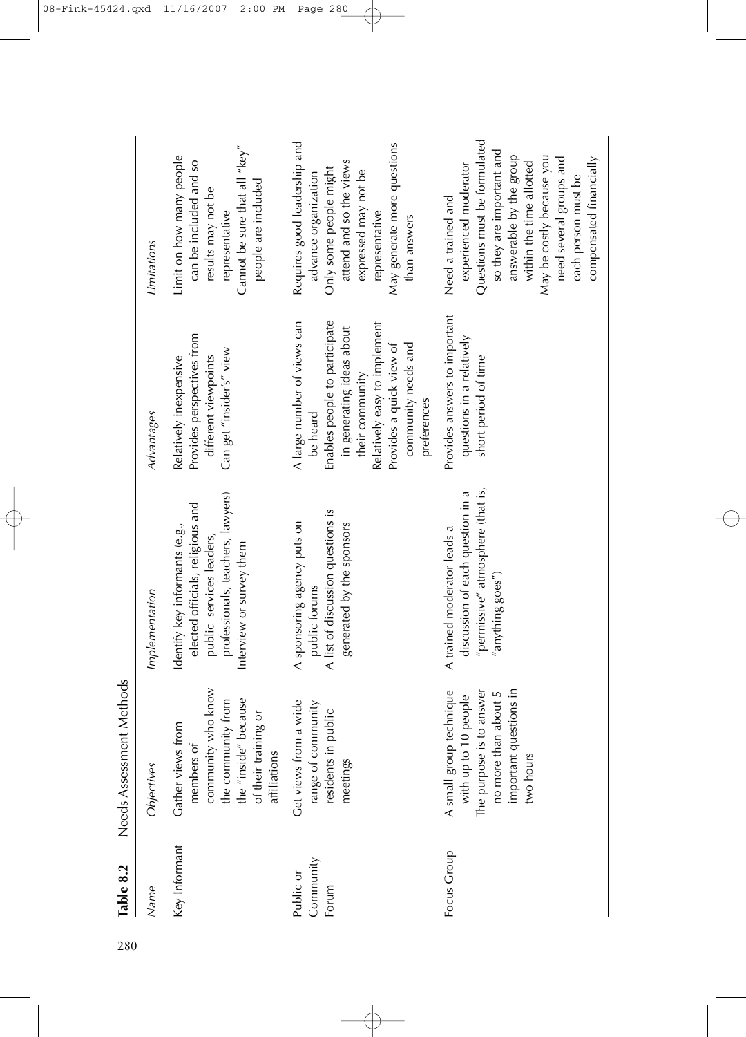**Table 8.2** Needs Assessment Methods

| *Name* | *Objectives* | *Implementation* | *Advantages* | *Limitations* |
|---|---|---|---|---|
| Key Informant | Gather views from members of community who know the community from the "inside" because of their training or affiliations | Identify key informants (e.g., elected officials, religious and public services leaders, professionals, teachers, lawyers)<br>Interview or survey them | Relatively inexpensive<br>Provides perspectives from different viewpoints<br>Can get "insider's" view | Limit on how many people can be included and so results may not be representative<br>Cannot be sure that all "key" people are included |
| Public or Community Forum | Get views from a wide range of community residents in public meetings | A sponsoring agency puts on public forums<br>A list of discussion questions is generated by the sponsors | A large number of views can be heard<br>Enables people to participate in generating ideas about their community<br>Relatively easy to implement<br>Provides a quick view of community needs and preferences | Requires good leadership and advance organization<br>Only some people might attend and so the views expressed may not be representative<br>May generate more questions than answers |
| Focus Group | A small group technique with up to 10 people<br>The purpose is to answer no more than about 5 important questions in two hours | A trained moderator leads a discussion of each question in a "permissive" atmosphere (that is, "anything goes") | Provides answers to important questions in a relatively short period of time | Need a trained and experienced moderator<br>Questions must be formulated so they are important and answerable by the group within the time allotted<br>May be costly because you need several groups and each person must be compensated financially |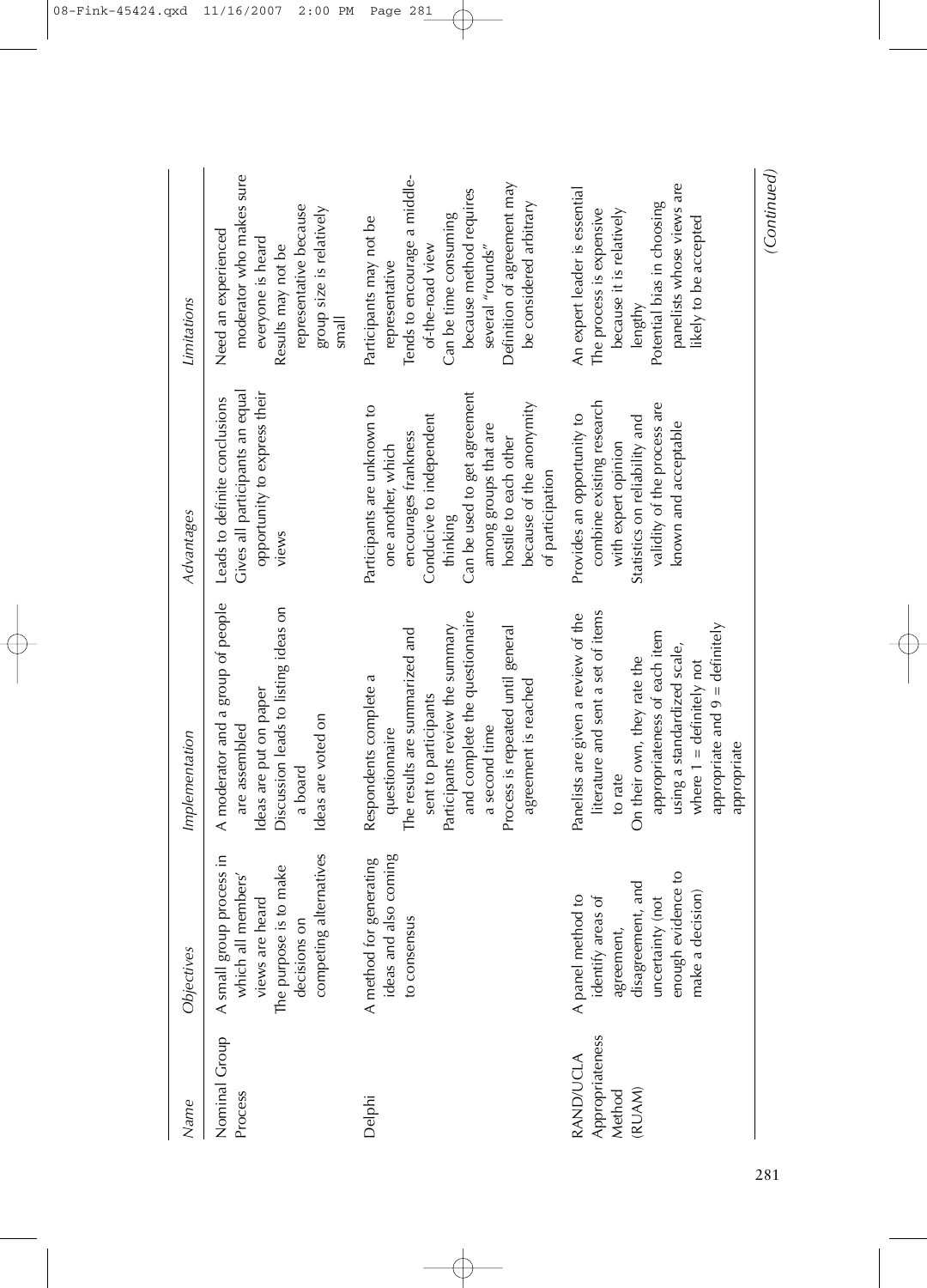| Name | Objectives | Implementation | Advantages | Limitations |
|---|---|---|---|---|
| Nominal Group Process | A small group process in which all members' views are heard<br>The purpose is to make decisions on competing alternatives | A moderator and a group of people are assembled<br>Ideas are put on paper<br>Discussion leads to listing ideas on a board<br>Ideas are voted on | Leads to definite conclusions<br>Gives all participants an equal opportunity to express their views | Need an experienced moderator who makes sure everyone is heard<br>Results may not be representative because group size is relatively small |
| Delphi | A method for generating ideas and also coming to consensus | Respondents complete a questionnaire<br>The results are summarized and sent to participants<br>Participants review the summary and complete the questionnaire a second time<br>Process is repeated until general agreement is reached | Participants are unknown to one another, which encourages frankness<br>Conducive to independent thinking<br>Can be used to get agreement among groups that are hostile to each other because of the anonymity of participation | Participants may not be representative<br>Tends to encourage a middle-of-the-road view<br>Can be time consuming because method requires several "rounds"<br>Definition of agreement may be considered arbitrary |
| RAND/UCLA Appropriateness Method (RUAM) | A panel method to identify areas of agreement, disagreement, and uncertainty (not enough evidence to make a decision) | Panelists are given a review of the literature and sent a set of items to rate<br>On their own, they rate the appropriateness of each item using a standardized scale, where 1 = definitely not appropriate and 9 = definitely appropriate | Provides an opportunity to combine existing research with expert opinion<br>Statistics on reliability and validity of the process are known and acceptable | An expert leader is essential<br>The process is expensive because it is relatively lengthy<br>Potential bias in choosing panelists whose views are likely to be accepted |

*(Continued)*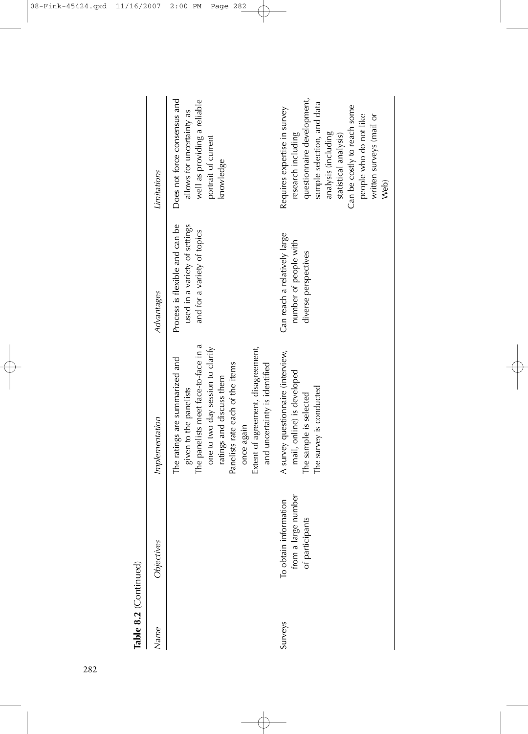**Table 8.2** (Continued)

| Name | Objectives | Implementation | Advantages | Limitations |
|---|---|---|---|---|
| | | The ratings are summarized and given to the panelists<br>The panelists meet face-to-face in a one to two day session to clarify ratings and discuss them<br>Panelists rate each of the items once again<br>Extent of agreement, disagreement, and uncertainty is identified | Process is flexible and can be used in a variety of settings and for a variety of topics | Does not force consensus and allows for uncertainty as well as providing a reliable portrait of current knowledge |
| Surveys | To obtain information from a large number of participants | A survey questionnaire (interview, mail, online) is developed<br>The sample is selected<br>The survey is conducted | Can reach a relatively large number of people with diverse perspectives | Requires expertise in survey research including questionnaire development, sample selection, and data analysis (including statistical analysis)<br>Can be costly to reach some people who do not like written surveys (mail or Web) |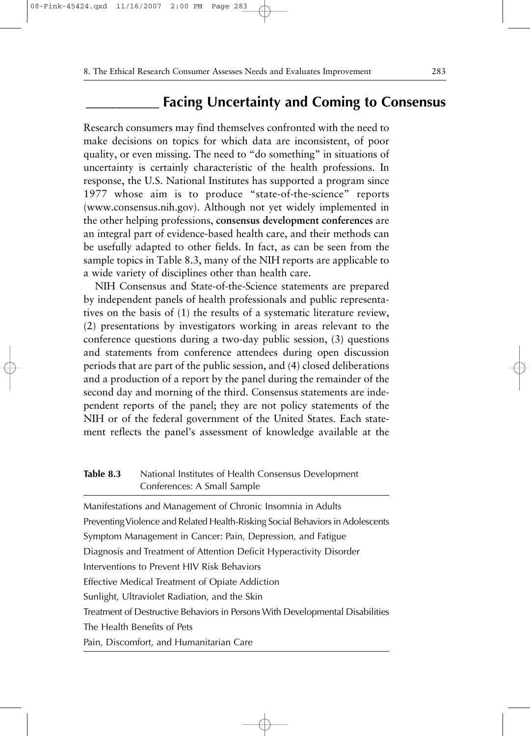## Facing Uncertainty and Coming to Consensus

Research consumers may find themselves confronted with the need to make decisions on topics for which data are inconsistent, of poor quality, or even missing. The need to "do something" in situations of uncertainty is certainly characteristic of the health professions. In response, the U.S. National Institutes has supported a program since 1977 whose aim is to produce "state-of-the-science" reports (www.consensus.nih.gov). Although not yet widely implemented in the other helping professions, **consensus development conferences** are an integral part of evidence-based health care, and their methods can be usefully adapted to other fields. In fact, as can be seen from the sample topics in Table 8.3, many of the NIH reports are applicable to a wide variety of disciplines other than health care.

NIH Consensus and State-of-the-Science statements are prepared by independent panels of health professionals and public representatives on the basis of (1) the results of a systematic literature review, (2) presentations by investigators working in areas relevant to the conference questions during a two-day public session, (3) questions and statements from conference attendees during open discussion periods that are part of the public session, and (4) closed deliberations and a production of a report by the panel during the remainder of the second day and morning of the third. Consensus statements are independent reports of the panel; they are not policy statements of the NIH or of the federal government of the United States. Each statement reflects the panel's assessment of knowledge available at the

**Table 8.3** National Institutes of Health Consensus Development Conferences: A Small Sample

| |
|---|
| Manifestations and Management of Chronic Insomnia in Adults |
| Preventing Violence and Related Health-Risking Social Behaviors in Adolescents |
| Symptom Management in Cancer: Pain, Depression, and Fatigue |
| Diagnosis and Treatment of Attention Deficit Hyperactivity Disorder |
| Interventions to Prevent HIV Risk Behaviors |
| Effective Medical Treatment of Opiate Addiction |
| Sunlight, Ultraviolet Radiation, and the Skin |
| Treatment of Destructive Behaviors in Persons With Developmental Disabilities |
| The Health Benefits of Pets |
| Pain, Discomfort, and Humanitarian Care |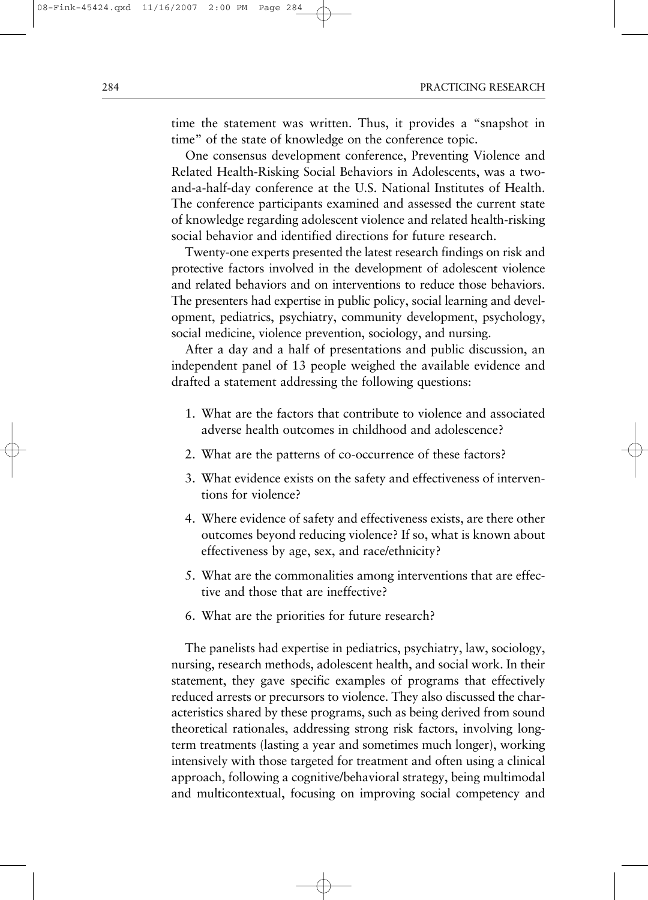time the statement was written. Thus, it provides a "snapshot in time" of the state of knowledge on the conference topic.

One consensus development conference, Preventing Violence and Related Health-Risking Social Behaviors in Adolescents, was a two-and-a-half-day conference at the U.S. National Institutes of Health. The conference participants examined and assessed the current state of knowledge regarding adolescent violence and related health-risking social behavior and identified directions for future research.

Twenty-one experts presented the latest research findings on risk and protective factors involved in the development of adolescent violence and related behaviors and on interventions to reduce those behaviors. The presenters had expertise in public policy, social learning and development, pediatrics, psychiatry, community development, psychology, social medicine, violence prevention, sociology, and nursing.

After a day and a half of presentations and public discussion, an independent panel of 13 people weighed the available evidence and drafted a statement addressing the following questions:

1. What are the factors that contribute to violence and associated adverse health outcomes in childhood and adolescence?
2. What are the patterns of co-occurrence of these factors?
3. What evidence exists on the safety and effectiveness of interventions for violence?
4. Where evidence of safety and effectiveness exists, are there other outcomes beyond reducing violence? If so, what is known about effectiveness by age, sex, and race/ethnicity?
5. What are the commonalities among interventions that are effective and those that are ineffective?
6. What are the priorities for future research?

The panelists had expertise in pediatrics, psychiatry, law, sociology, nursing, research methods, adolescent health, and social work. In their statement, they gave specific examples of programs that effectively reduced arrests or precursors to violence. They also discussed the characteristics shared by these programs, such as being derived from sound theoretical rationales, addressing strong risk factors, involving long-term treatments (lasting a year and sometimes much longer), working intensively with those targeted for treatment and often using a clinical approach, following a cognitive/behavioral strategy, being multimodal and multicontextual, focusing on improving social competency and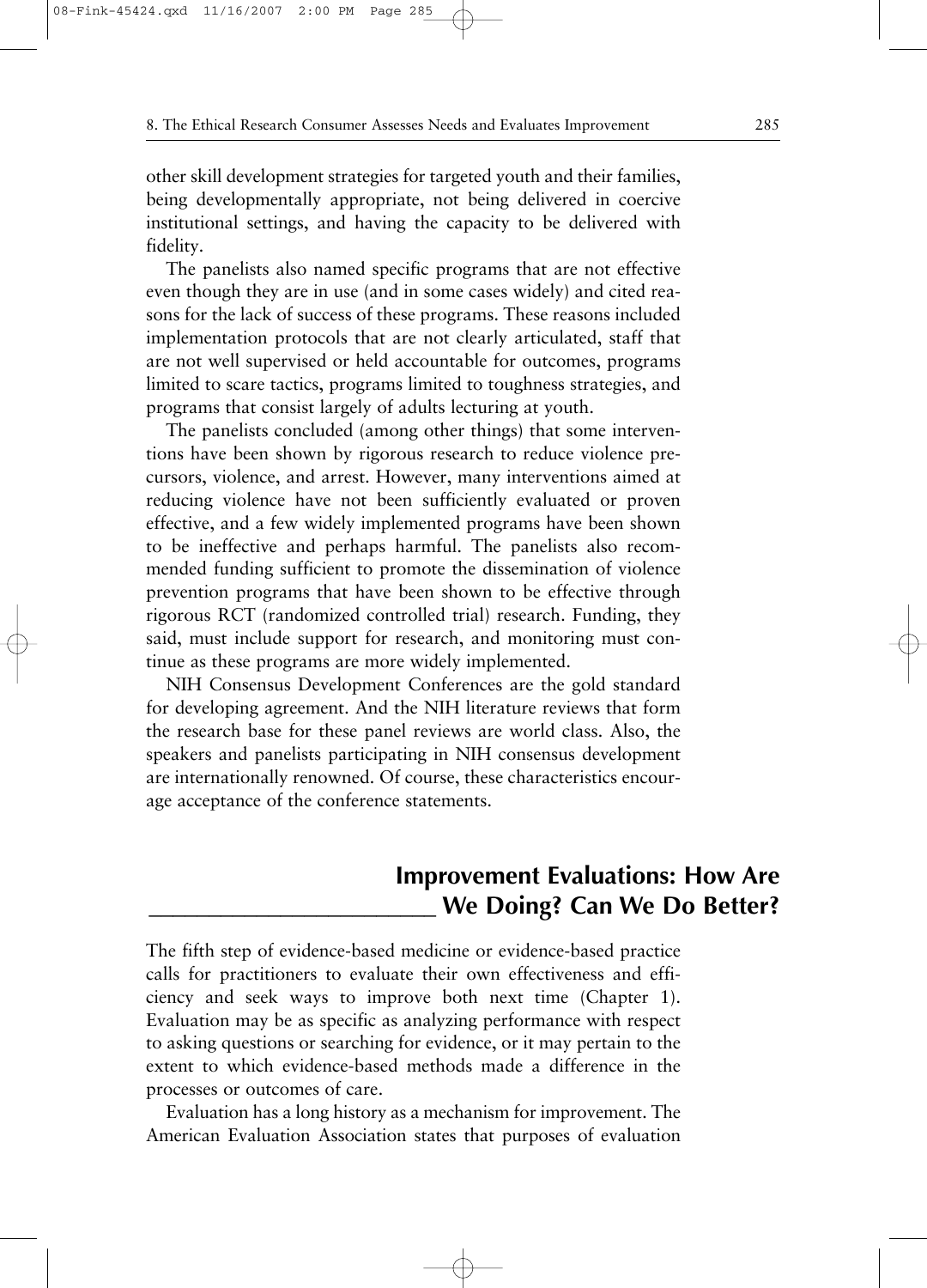other skill development strategies for targeted youth and their families, being developmentally appropriate, not being delivered in coercive institutional settings, and having the capacity to be delivered with fidelity.

The panelists also named specific programs that are not effective even though they are in use (and in some cases widely) and cited reasons for the lack of success of these programs. These reasons included implementation protocols that are not clearly articulated, staff that are not well supervised or held accountable for outcomes, programs limited to scare tactics, programs limited to toughness strategies, and programs that consist largely of adults lecturing at youth.

The panelists concluded (among other things) that some interventions have been shown by rigorous research to reduce violence precursors, violence, and arrest. However, many interventions aimed at reducing violence have not been sufficiently evaluated or proven effective, and a few widely implemented programs have been shown to be ineffective and perhaps harmful. The panelists also recommended funding sufficient to promote the dissemination of violence prevention programs that have been shown to be effective through rigorous RCT (randomized controlled trial) research. Funding, they said, must include support for research, and monitoring must continue as these programs are more widely implemented.

NIH Consensus Development Conferences are the gold standard for developing agreement. And the NIH literature reviews that form the research base for these panel reviews are world class. Also, the speakers and panelists participating in NIH consensus development are internationally renowned. Of course, these characteristics encourage acceptance of the conference statements.

## Improvement Evaluations: How Are We Doing? Can We Do Better?

The fifth step of evidence-based medicine or evidence-based practice calls for practitioners to evaluate their own effectiveness and efficiency and seek ways to improve both next time (Chapter 1). Evaluation may be as specific as analyzing performance with respect to asking questions or searching for evidence, or it may pertain to the extent to which evidence-based methods made a difference in the processes or outcomes of care.

Evaluation has a long history as a mechanism for improvement. The American Evaluation Association states that purposes of evaluation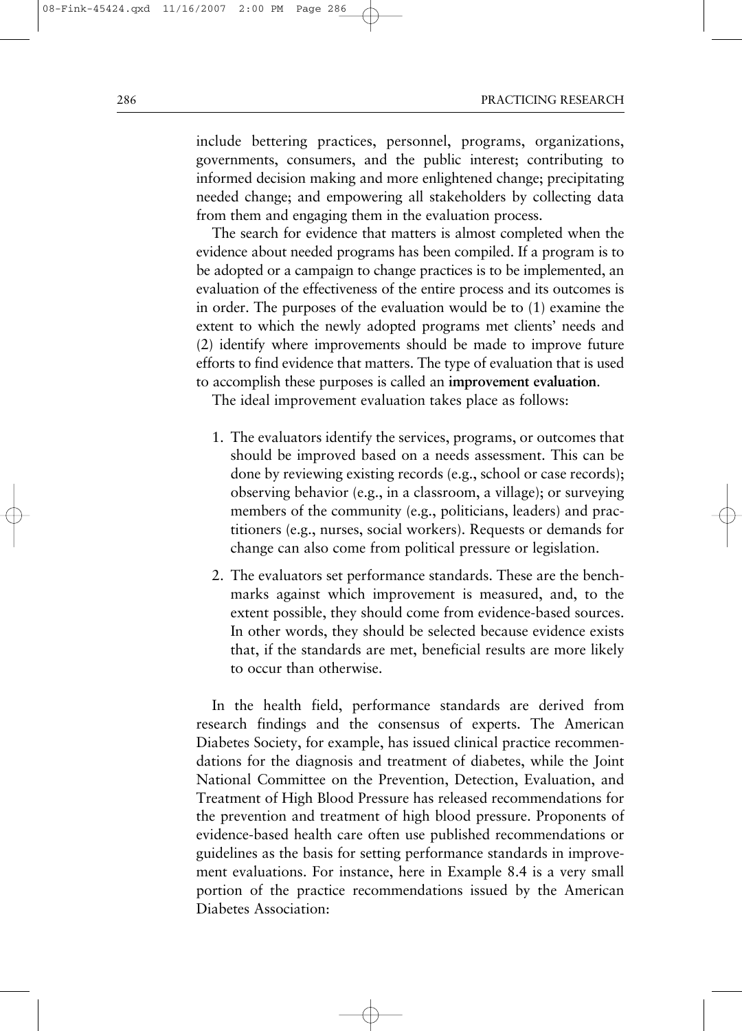include bettering practices, personnel, programs, organizations, governments, consumers, and the public interest; contributing to informed decision making and more enlightened change; precipitating needed change; and empowering all stakeholders by collecting data from them and engaging them in the evaluation process.

The search for evidence that matters is almost completed when the evidence about needed programs has been compiled. If a program is to be adopted or a campaign to change practices is to be implemented, an evaluation of the effectiveness of the entire process and its outcomes is in order. The purposes of the evaluation would be to (1) examine the extent to which the newly adopted programs met clients' needs and (2) identify where improvements should be made to improve future efforts to find evidence that matters. The type of evaluation that is used to accomplish these purposes is called an **improvement evaluation**.

The ideal improvement evaluation takes place as follows:

1. The evaluators identify the services, programs, or outcomes that should be improved based on a needs assessment. This can be done by reviewing existing records (e.g., school or case records); observing behavior (e.g., in a classroom, a village); or surveying members of the community (e.g., politicians, leaders) and practitioners (e.g., nurses, social workers). Requests or demands for change can also come from political pressure or legislation.

2. The evaluators set performance standards. These are the benchmarks against which improvement is measured, and, to the extent possible, they should come from evidence-based sources. In other words, they should be selected because evidence exists that, if the standards are met, beneficial results are more likely to occur than otherwise.

In the health field, performance standards are derived from research findings and the consensus of experts. The American Diabetes Society, for example, has issued clinical practice recommendations for the diagnosis and treatment of diabetes, while the Joint National Committee on the Prevention, Detection, Evaluation, and Treatment of High Blood Pressure has released recommendations for the prevention and treatment of high blood pressure. Proponents of evidence-based health care often use published recommendations or guidelines as the basis for setting performance standards in improvement evaluations. For instance, here in Example 8.4 is a very small portion of the practice recommendations issued by the American Diabetes Association: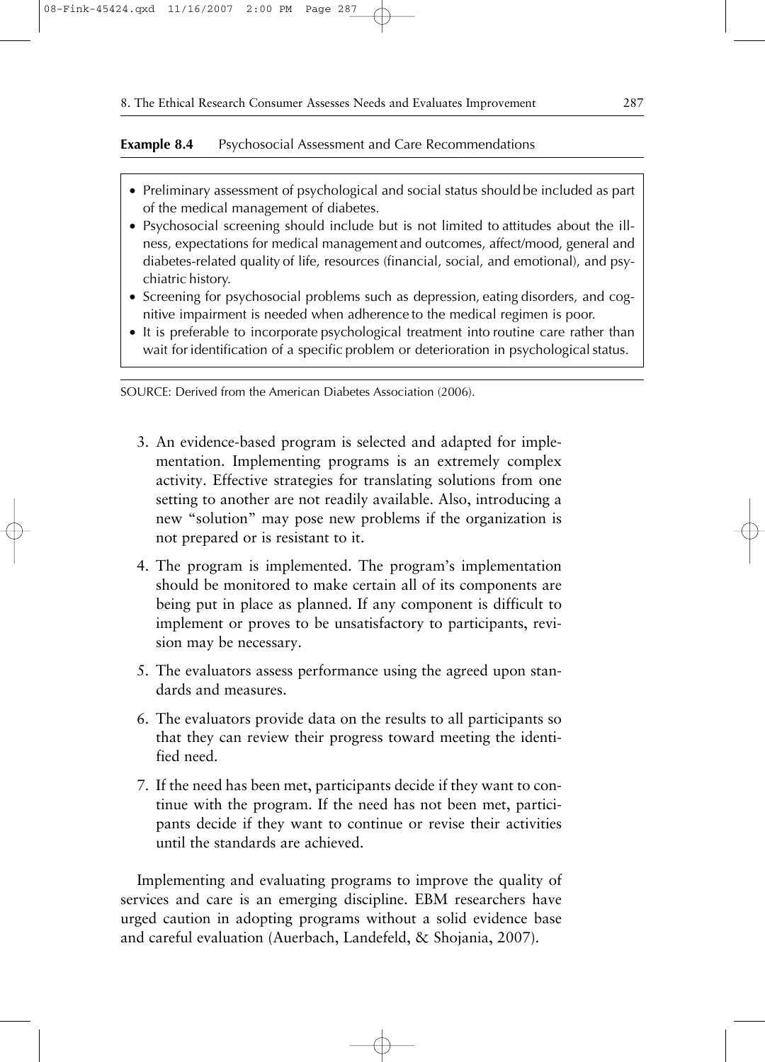**Example 8.4** Psychosocial Assessment and Care Recommendations

- Preliminary assessment of psychological and social status should be included as part of the medical management of diabetes.
- Psychosocial screening should include but is not limited to attitudes about the illness, expectations for medical management and outcomes, affect/mood, general and diabetes-related quality of life, resources (financial, social, and emotional), and psychiatric history.
- Screening for psychosocial problems such as depression, eating disorders, and cognitive impairment is needed when adherence to the medical regimen is poor.
- It is preferable to incorporate psychological treatment into routine care rather than wait for identification of a specific problem or deterioration in psychological status.

SOURCE: Derived from the American Diabetes Association (2006).

3. An evidence-based program is selected and adapted for implementation. Implementing programs is an extremely complex activity. Effective strategies for translating solutions from one setting to another are not readily available. Also, introducing a new "solution" may pose new problems if the organization is not prepared or is resistant to it.
4. The program is implemented. The program's implementation should be monitored to make certain all of its components are being put in place as planned. If any component is difficult to implement or proves to be unsatisfactory to participants, revision may be necessary.
5. The evaluators assess performance using the agreed upon standards and measures.
6. The evaluators provide data on the results to all participants so that they can review their progress toward meeting the identified need.
7. If the need has been met, participants decide if they want to continue with the program. If the need has not been met, participants decide if they want to continue or revise their activities until the standards are achieved.

Implementing and evaluating programs to improve the quality of services and care is an emerging discipline. EBM researchers have urged caution in adopting programs without a solid evidence base and careful evaluation (Auerbach, Landefeld, & Shojania, 2007).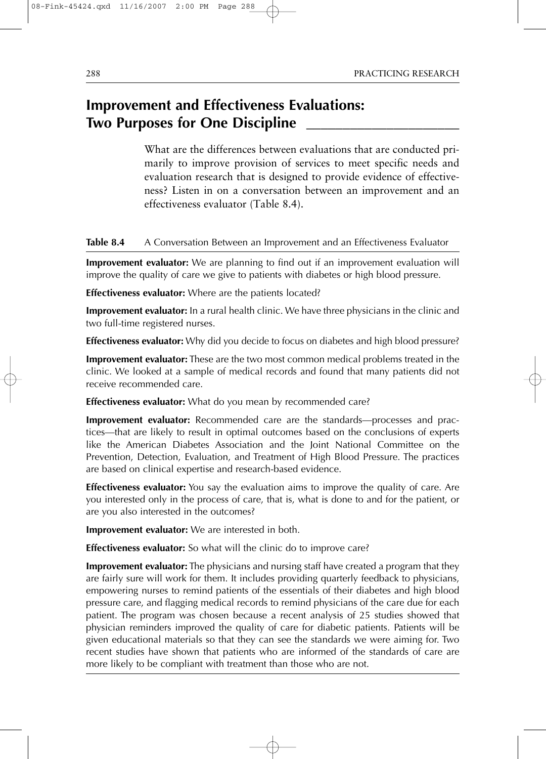## Improvement and Effectiveness Evaluations: Two Purposes for One Discipline

What are the differences between evaluations that are conducted primarily to improve provision of services to meet specific needs and evaluation research that is designed to provide evidence of effectiveness? Listen in on a conversation between an improvement and an effectiveness evaluator (Table 8.4).

**Table 8.4** A Conversation Between an Improvement and an Effectiveness Evaluator

**Improvement evaluator:** We are planning to find out if an improvement evaluation will improve the quality of care we give to patients with diabetes or high blood pressure.

**Effectiveness evaluator:** Where are the patients located?

**Improvement evaluator:** In a rural health clinic. We have three physicians in the clinic and two full-time registered nurses.

**Effectiveness evaluator:** Why did you decide to focus on diabetes and high blood pressure?

**Improvement evaluator:** These are the two most common medical problems treated in the clinic. We looked at a sample of medical records and found that many patients did not receive recommended care.

**Effectiveness evaluator:** What do you mean by recommended care?

**Improvement evaluator:** Recommended care are the standards—processes and practices—that are likely to result in optimal outcomes based on the conclusions of experts like the American Diabetes Association and the Joint National Committee on the Prevention, Detection, Evaluation, and Treatment of High Blood Pressure. The practices are based on clinical expertise and research-based evidence.

**Effectiveness evaluator:** You say the evaluation aims to improve the quality of care. Are you interested only in the process of care, that is, what is done to and for the patient, or are you also interested in the outcomes?

**Improvement evaluator:** We are interested in both.

**Effectiveness evaluator:** So what will the clinic do to improve care?

**Improvement evaluator:** The physicians and nursing staff have created a program that they are fairly sure will work for them. It includes providing quarterly feedback to physicians, empowering nurses to remind patients of the essentials of their diabetes and high blood pressure care, and flagging medical records to remind physicians of the care due for each patient. The program was chosen because a recent analysis of 25 studies showed that physician reminders improved the quality of care for diabetic patients. Patients will be given educational materials so that they can see the standards we were aiming for. Two recent studies have shown that patients who are informed of the standards of care are more likely to be compliant with treatment than those who are not.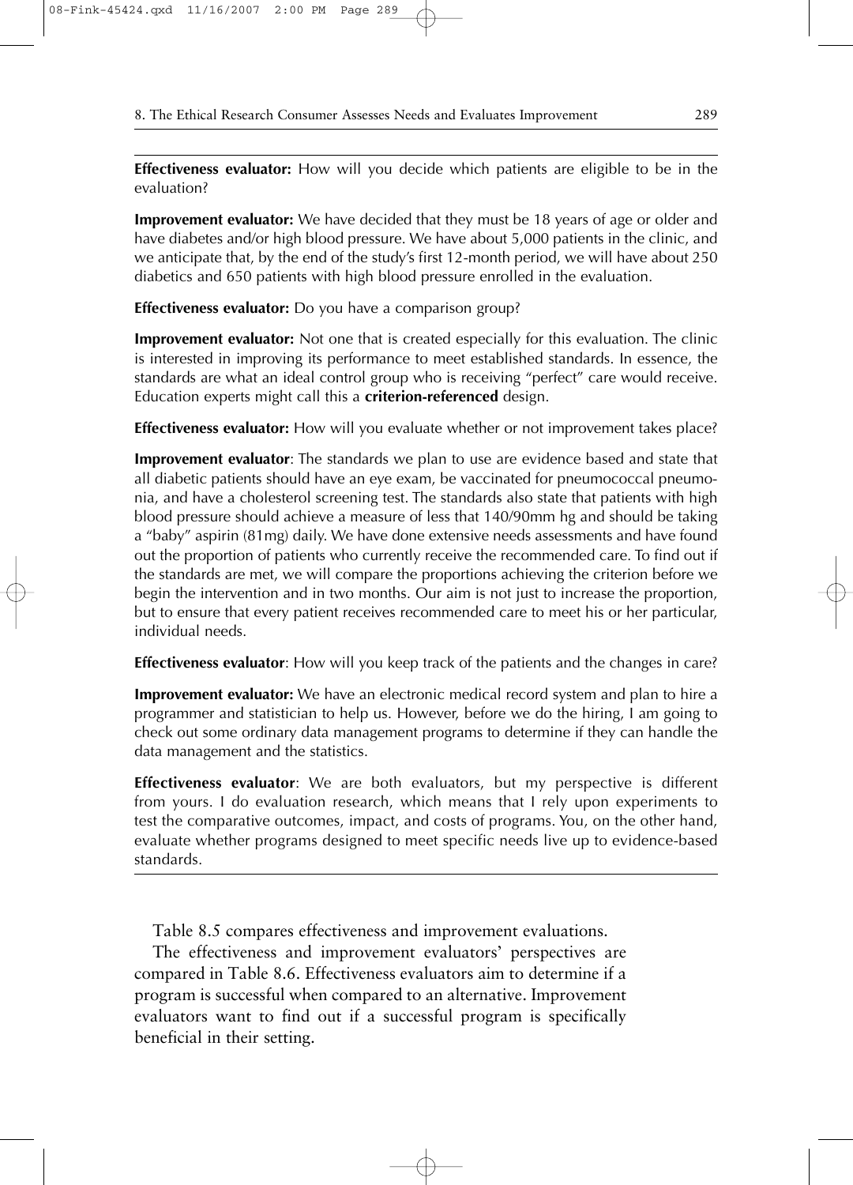**Effectiveness evaluator:** How will you decide which patients are eligible to be in the evaluation?

**Improvement evaluator:** We have decided that they must be 18 years of age or older and have diabetes and/or high blood pressure. We have about 5,000 patients in the clinic, and we anticipate that, by the end of the study's first 12-month period, we will have about 250 diabetics and 650 patients with high blood pressure enrolled in the evaluation.

**Effectiveness evaluator:** Do you have a comparison group?

**Improvement evaluator:** Not one that is created especially for this evaluation. The clinic is interested in improving its performance to meet established standards. In essence, the standards are what an ideal control group who is receiving "perfect" care would receive. Education experts might call this a **criterion-referenced** design.

**Effectiveness evaluator:** How will you evaluate whether or not improvement takes place?

**Improvement evaluator**: The standards we plan to use are evidence based and state that all diabetic patients should have an eye exam, be vaccinated for pneumococcal pneumonia, and have a cholesterol screening test. The standards also state that patients with high blood pressure should achieve a measure of less that 140/90mm hg and should be taking a "baby" aspirin (81mg) daily. We have done extensive needs assessments and have found out the proportion of patients who currently receive the recommended care. To find out if the standards are met, we will compare the proportions achieving the criterion before we begin the intervention and in two months. Our aim is not just to increase the proportion, but to ensure that every patient receives recommended care to meet his or her particular, individual needs.

**Effectiveness evaluator**: How will you keep track of the patients and the changes in care?

**Improvement evaluator:** We have an electronic medical record system and plan to hire a programmer and statistician to help us. However, before we do the hiring, I am going to check out some ordinary data management programs to determine if they can handle the data management and the statistics.

**Effectiveness evaluator**: We are both evaluators, but my perspective is different from yours. I do evaluation research, which means that I rely upon experiments to test the comparative outcomes, impact, and costs of programs. You, on the other hand, evaluate whether programs designed to meet specific needs live up to evidence-based standards.

Table 8.5 compares effectiveness and improvement evaluations.

The effectiveness and improvement evaluators' perspectives are compared in Table 8.6. Effectiveness evaluators aim to determine if a program is successful when compared to an alternative. Improvement evaluators want to find out if a successful program is specifically beneficial in their setting.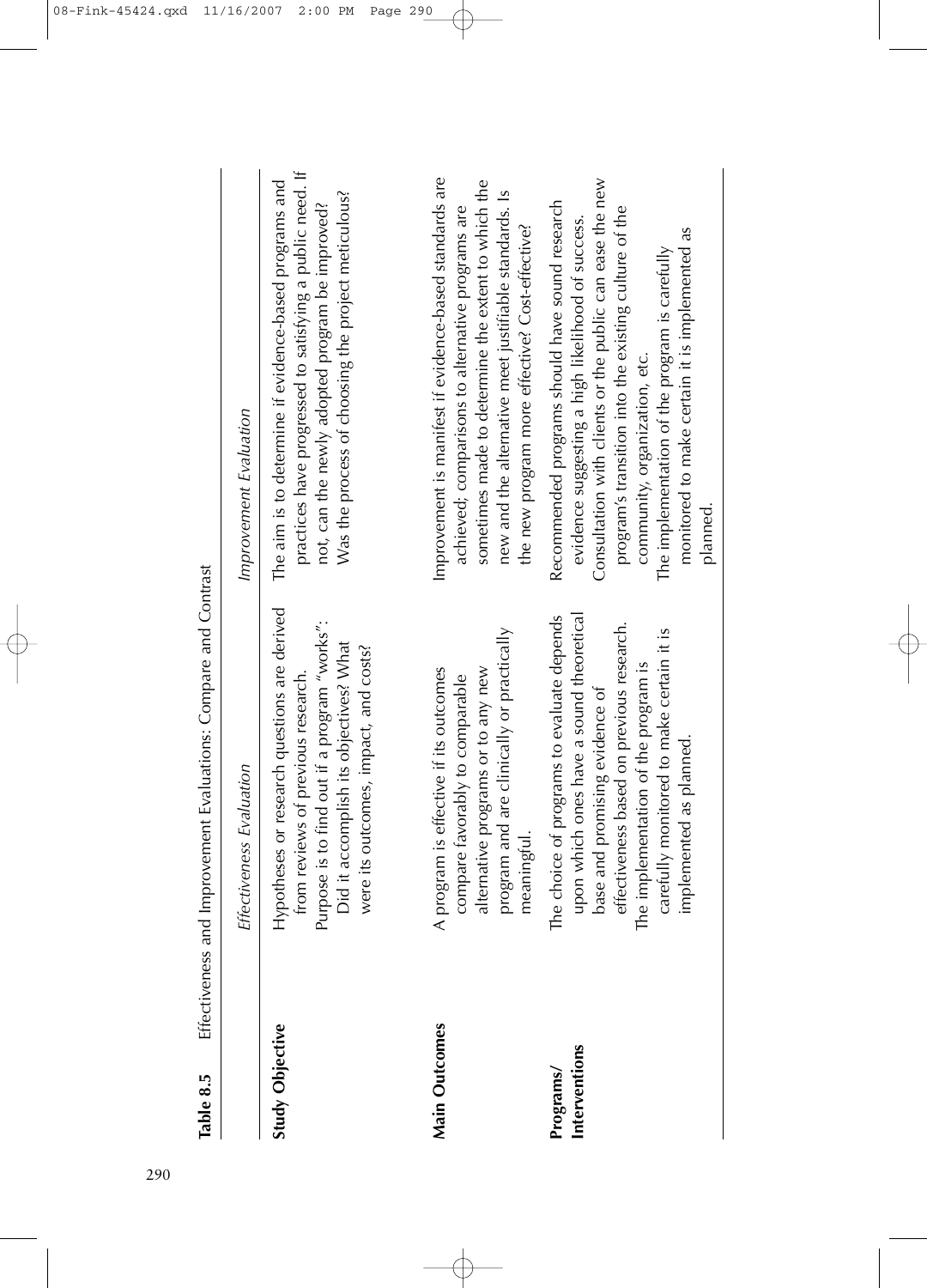**Table 8.5** Effectiveness and Improvement Evaluations: Compare and Contrast

| | *Effectiveness Evaluation* | *Improvement Evaluation* |
|---|---|---|
| **Study Objective** | Hypotheses or research questions are derived from reviews of previous research. Purpose is to find out if a program "works": Did it accomplish its objectives? What were its outcomes, impact, and costs? | The aim is to determine if evidence-based programs and practices have progressed to satisfying a public need. If not, can the newly adopted program be improved? Was the process of choosing the project meticulous? |
| **Main Outcomes** | A program is effective if its outcomes compare favorably to comparable alternative programs or to any new program and are clinically or practically meaningful. | Improvement is manifest if evidence-based standards are achieved; comparisons to alternative programs are sometimes made to determine the extent to which the new and the alternative meet justifiable standards. Is the new program more effective? Cost-effective? |
| **Programs/ Interventions** | The choice of programs to evaluate depends upon which ones have a sound theoretical base and promising evidence of effectiveness based on previous research. The implementation of the program is carefully monitored to make certain it is implemented as planned. | Recommended programs should have sound research evidence suggesting a high likelihood of success. Consultation with clients or the public can ease the new program's transition into the existing culture of the community, organization, etc. The implementation of the program is carefully monitored to make certain it is implemented as planned. |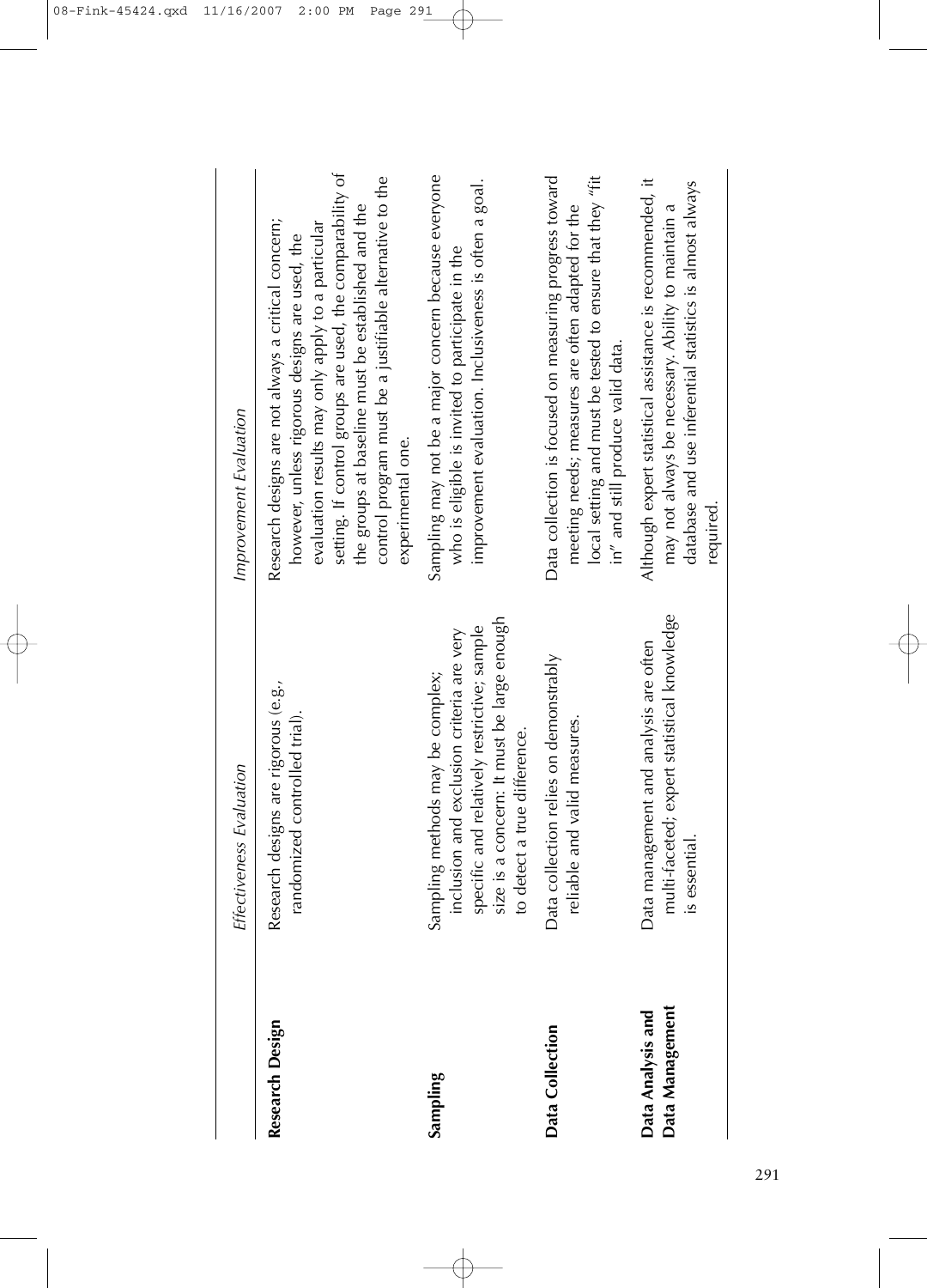| | *Effectiveness Evaluation* | *Improvement Evaluation* |
|---|---|---|
| **Research Design** | Research designs are rigorous (e.g., randomized controlled trial). | Research designs are not always a critical concern; however, unless rigorous designs are used, the evaluation results may only apply to a particular setting. If control groups are used, the comparability of the groups at baseline must be established and the control program must be a justifiable alternative to the experimental one. |
| **Sampling** | Sampling methods may be complex; inclusion and exclusion criteria are very specific and relatively restrictive; sample size is a concern: It must be large enough to detect a true difference. | Sampling may not be a major concern because everyone who is eligible is invited to participate in the improvement evaluation. Inclusiveness is often a goal. |
| **Data Collection** | Data collection relies on demonstrably reliable and valid measures. | Data collection is focused on measuring progress toward meeting needs; measures are often adapted for the local setting and must be tested to ensure that they "fit in" and still produce valid data. |
| **Data Analysis and Data Management** | Data management and analysis are often multi-faceted; expert statistical knowledge is essential. | Although expert statistical assistance is recommended, it may not always be necessary. Ability to maintain a database and use inferential statistics is almost always required. |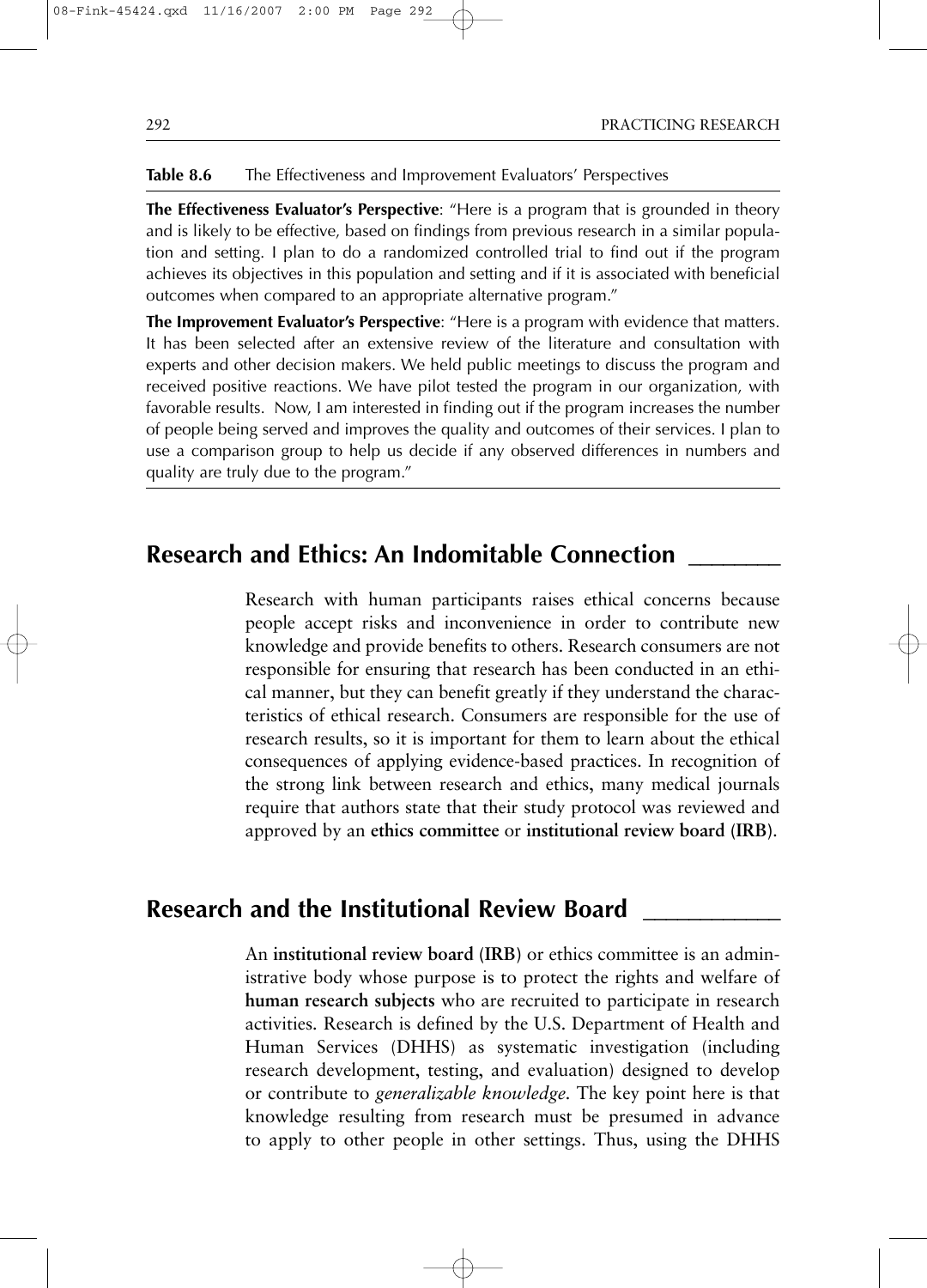**Table 8.6** The Effectiveness and Improvement Evaluators' Perspectives

**The Effectiveness Evaluator's Perspective**: "Here is a program that is grounded in theory and is likely to be effective, based on findings from previous research in a similar population and setting. I plan to do a randomized controlled trial to find out if the program achieves its objectives in this population and setting and if it is associated with beneficial outcomes when compared to an appropriate alternative program."

**The Improvement Evaluator's Perspective**: "Here is a program with evidence that matters. It has been selected after an extensive review of the literature and consultation with experts and other decision makers. We held public meetings to discuss the program and received positive reactions. We have pilot tested the program in our organization, with favorable results. Now, I am interested in finding out if the program increases the number of people being served and improves the quality and outcomes of their services. I plan to use a comparison group to help us decide if any observed differences in numbers and quality are truly due to the program."

## Research and Ethics: An Indomitable Connection

Research with human participants raises ethical concerns because people accept risks and inconvenience in order to contribute new knowledge and provide benefits to others. Research consumers are not responsible for ensuring that research has been conducted in an ethical manner, but they can benefit greatly if they understand the characteristics of ethical research. Consumers are responsible for the use of research results, so it is important for them to learn about the ethical consequences of applying evidence-based practices. In recognition of the strong link between research and ethics, many medical journals require that authors state that their study protocol was reviewed and approved by an **ethics committee** or **institutional review board (IRB)**.

## Research and the Institutional Review Board

An **institutional review board (IRB)** or ethics committee is an administrative body whose purpose is to protect the rights and welfare of **human research subjects** who are recruited to participate in research activities. Research is defined by the U.S. Department of Health and Human Services (DHHS) as systematic investigation (including research development, testing, and evaluation) designed to develop or contribute to *generalizable knowledge*. The key point here is that knowledge resulting from research must be presumed in advance to apply to other people in other settings. Thus, using the DHHS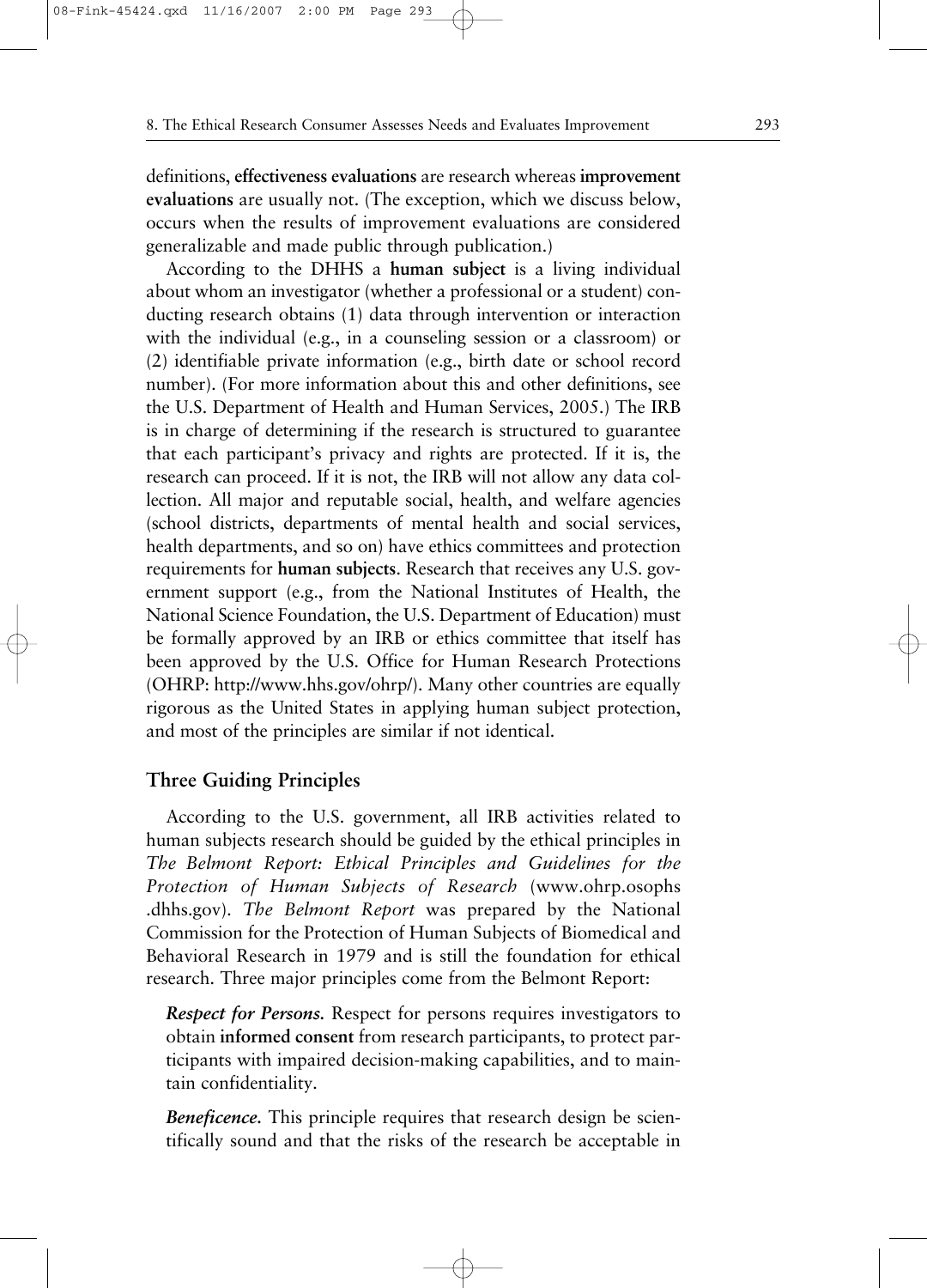definitions, **effectiveness evaluations** are research whereas **improvement evaluations** are usually not. (The exception, which we discuss below, occurs when the results of improvement evaluations are considered generalizable and made public through publication.)

According to the DHHS a **human subject** is a living individual about whom an investigator (whether a professional or a student) conducting research obtains (1) data through intervention or interaction with the individual (e.g., in a counseling session or a classroom) or (2) identifiable private information (e.g., birth date or school record number). (For more information about this and other definitions, see the U.S. Department of Health and Human Services, 2005.) The IRB is in charge of determining if the research is structured to guarantee that each participant's privacy and rights are protected. If it is, the research can proceed. If it is not, the IRB will not allow any data collection. All major and reputable social, health, and welfare agencies (school districts, departments of mental health and social services, health departments, and so on) have ethics committees and protection requirements for **human subjects**. Research that receives any U.S. government support (e.g., from the National Institutes of Health, the National Science Foundation, the U.S. Department of Education) must be formally approved by an IRB or ethics committee that itself has been approved by the U.S. Office for Human Research Protections (OHRP: http://www.hhs.gov/ohrp/). Many other countries are equally rigorous as the United States in applying human subject protection, and most of the principles are similar if not identical.

### Three Guiding Principles

According to the U.S. government, all IRB activities related to human subjects research should be guided by the ethical principles in *The Belmont Report: Ethical Principles and Guidelines for the Protection of Human Subjects of Research* (www.ohrp.osophs.dhhs.gov). *The Belmont Report* was prepared by the National Commission for the Protection of Human Subjects of Biomedical and Behavioral Research in 1979 and is still the foundation for ethical research. Three major principles come from the Belmont Report:

***Respect for Persons.*** Respect for persons requires investigators to obtain **informed consent** from research participants, to protect participants with impaired decision-making capabilities, and to maintain confidentiality.

***Beneficence.*** This principle requires that research design be scientifically sound and that the risks of the research be acceptable in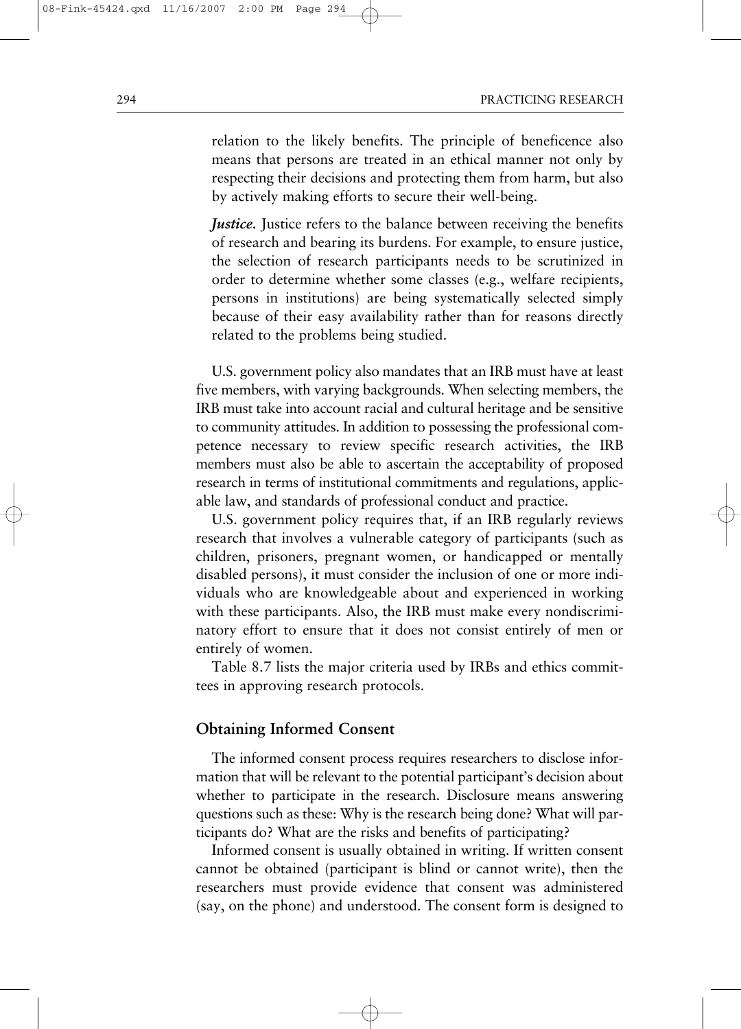relation to the likely benefits. The principle of beneficence also means that persons are treated in an ethical manner not only by respecting their decisions and protecting them from harm, but also by actively making efforts to secure their well-being.

***Justice.*** Justice refers to the balance between receiving the benefits of research and bearing its burdens. For example, to ensure justice, the selection of research participants needs to be scrutinized in order to determine whether some classes (e.g., welfare recipients, persons in institutions) are being systematically selected simply because of their easy availability rather than for reasons directly related to the problems being studied.

U.S. government policy also mandates that an IRB must have at least five members, with varying backgrounds. When selecting members, the IRB must take into account racial and cultural heritage and be sensitive to community attitudes. In addition to possessing the professional competence necessary to review specific research activities, the IRB members must also be able to ascertain the acceptability of proposed research in terms of institutional commitments and regulations, applicable law, and standards of professional conduct and practice.

U.S. government policy requires that, if an IRB regularly reviews research that involves a vulnerable category of participants (such as children, prisoners, pregnant women, or handicapped or mentally disabled persons), it must consider the inclusion of one or more individuals who are knowledgeable about and experienced in working with these participants. Also, the IRB must make every nondiscriminatory effort to ensure that it does not consist entirely of men or entirely of women.

Table 8.7 lists the major criteria used by IRBs and ethics committees in approving research protocols.

### Obtaining Informed Consent

The informed consent process requires researchers to disclose information that will be relevant to the potential participant's decision about whether to participate in the research. Disclosure means answering questions such as these: Why is the research being done? What will participants do? What are the risks and benefits of participating?

Informed consent is usually obtained in writing. If written consent cannot be obtained (participant is blind or cannot write), then the researchers must provide evidence that consent was administered (say, on the phone) and understood. The consent form is designed to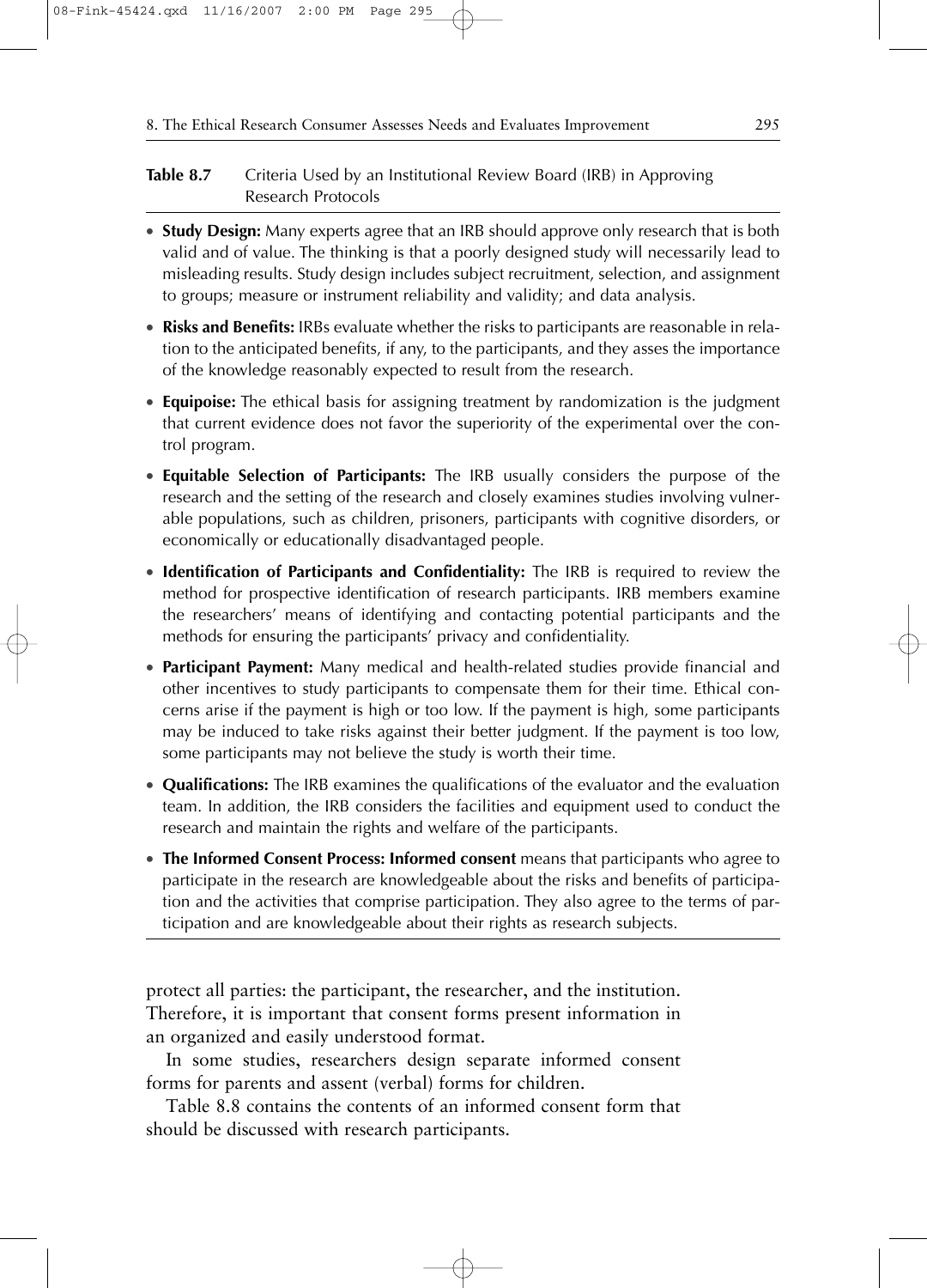**Table 8.7** Criteria Used by an Institutional Review Board (IRB) in Approving Research Protocols

- **Study Design:** Many experts agree that an IRB should approve only research that is both valid and of value. The thinking is that a poorly designed study will necessarily lead to misleading results. Study design includes subject recruitment, selection, and assignment to groups; measure or instrument reliability and validity; and data analysis.
- **Risks and Benefits:** IRBs evaluate whether the risks to participants are reasonable in relation to the anticipated benefits, if any, to the participants, and they asses the importance of the knowledge reasonably expected to result from the research.
- **Equipoise:** The ethical basis for assigning treatment by randomization is the judgment that current evidence does not favor the superiority of the experimental over the control program.
- **Equitable Selection of Participants:** The IRB usually considers the purpose of the research and the setting of the research and closely examines studies involving vulnerable populations, such as children, prisoners, participants with cognitive disorders, or economically or educationally disadvantaged people.
- **Identification of Participants and Confidentiality:** The IRB is required to review the method for prospective identification of research participants. IRB members examine the researchers' means of identifying and contacting potential participants and the methods for ensuring the participants' privacy and confidentiality.
- **Participant Payment:** Many medical and health-related studies provide financial and other incentives to study participants to compensate them for their time. Ethical concerns arise if the payment is high or too low. If the payment is high, some participants may be induced to take risks against their better judgment. If the payment is too low, some participants may not believe the study is worth their time.
- **Qualifications:** The IRB examines the qualifications of the evaluator and the evaluation team. In addition, the IRB considers the facilities and equipment used to conduct the research and maintain the rights and welfare of the participants.
- **The Informed Consent Process: Informed consent** means that participants who agree to participate in the research are knowledgeable about the risks and benefits of participation and the activities that comprise participation. They also agree to the terms of participation and are knowledgeable about their rights as research subjects.

protect all parties: the participant, the researcher, and the institution. Therefore, it is important that consent forms present information in an organized and easily understood format.

In some studies, researchers design separate informed consent forms for parents and assent (verbal) forms for children.

Table 8.8 contains the contents of an informed consent form that should be discussed with research participants.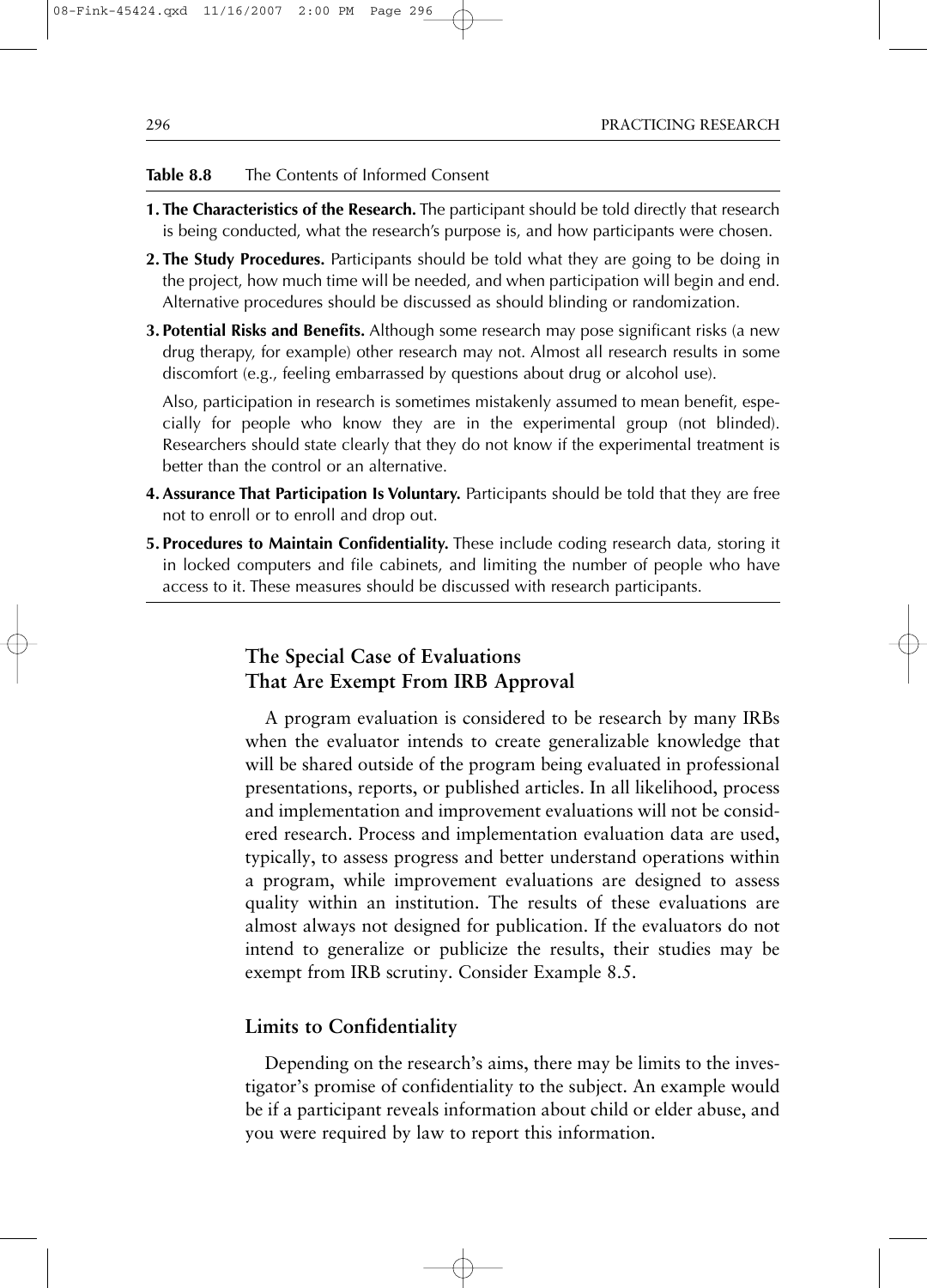**Table 8.8** The Contents of Informed Consent

1. **The Characteristics of the Research.** The participant should be told directly that research is being conducted, what the research's purpose is, and how participants were chosen.
2. **The Study Procedures.** Participants should be told what they are going to be doing in the project, how much time will be needed, and when participation will begin and end. Alternative procedures should be discussed as should blinding or randomization.
3. **Potential Risks and Benefits.** Although some research may pose significant risks (a new drug therapy, for example) other research may not. Almost all research results in some discomfort (e.g., feeling embarrassed by questions about drug or alcohol use).

   Also, participation in research is sometimes mistakenly assumed to mean benefit, especially for people who know they are in the experimental group (not blinded). Researchers should state clearly that they do not know if the experimental treatment is better than the control or an alternative.
4. **Assurance That Participation Is Voluntary.** Participants should be told that they are free not to enroll or to enroll and drop out.
5. **Procedures to Maintain Confidentiality.** These include coding research data, storing it in locked computers and file cabinets, and limiting the number of people who have access to it. These measures should be discussed with research participants.

## The Special Case of Evaluations That Are Exempt From IRB Approval

A program evaluation is considered to be research by many IRBs when the evaluator intends to create generalizable knowledge that will be shared outside of the program being evaluated in professional presentations, reports, or published articles. In all likelihood, process and implementation and improvement evaluations will not be considered research. Process and implementation evaluation data are used, typically, to assess progress and better understand operations within a program, while improvement evaluations are designed to assess quality within an institution. The results of these evaluations are almost always not designed for publication. If the evaluators do not intend to generalize or publicize the results, their studies may be exempt from IRB scrutiny. Consider Example 8.5.

## Limits to Confidentiality

Depending on the research's aims, there may be limits to the investigator's promise of confidentiality to the subject. An example would be if a participant reveals information about child or elder abuse, and you were required by law to report this information.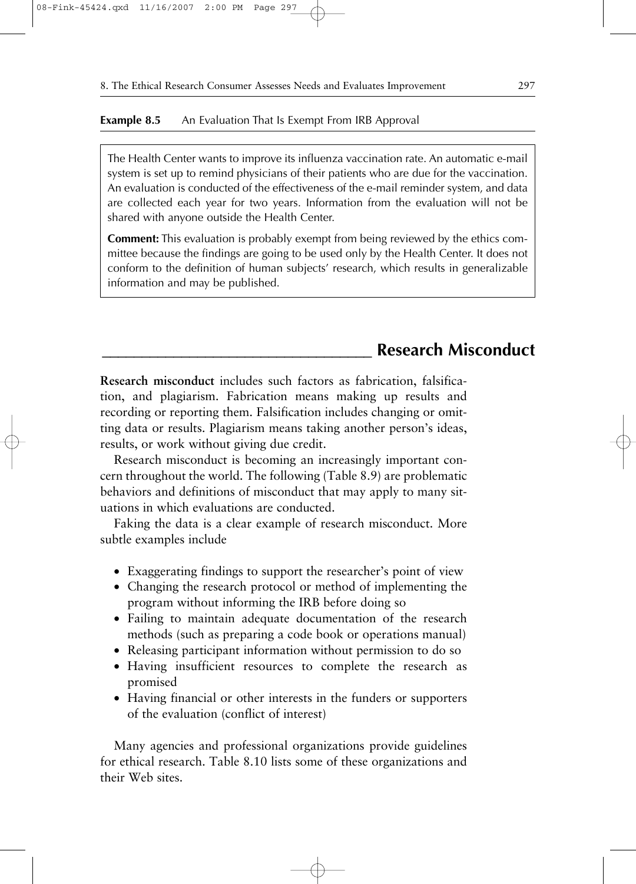**Example 8.5** An Evaluation That Is Exempt From IRB Approval

> The Health Center wants to improve its influenza vaccination rate. An automatic e-mail system is set up to remind physicians of their patients who are due for the vaccination. An evaluation is conducted of the effectiveness of the e-mail reminder system, and data are collected each year for two years. Information from the evaluation will not be shared with anyone outside the Health Center.
>
> **Comment:** This evaluation is probably exempt from being reviewed by the ethics committee because the findings are going to be used only by the Health Center. It does not conform to the definition of human subjects' research, which results in generalizable information and may be published.

## Research Misconduct

**Research misconduct** includes such factors as fabrication, falsification, and plagiarism. Fabrication means making up results and recording or reporting them. Falsification includes changing or omitting data or results. Plagiarism means taking another person's ideas, results, or work without giving due credit.

Research misconduct is becoming an increasingly important concern throughout the world. The following (Table 8.9) are problematic behaviors and definitions of misconduct that may apply to many situations in which evaluations are conducted.

Faking the data is a clear example of research misconduct. More subtle examples include

- Exaggerating findings to support the researcher's point of view
- Changing the research protocol or method of implementing the program without informing the IRB before doing so
- Failing to maintain adequate documentation of the research methods (such as preparing a code book or operations manual)
- Releasing participant information without permission to do so
- Having insufficient resources to complete the research as promised
- Having financial or other interests in the funders or supporters of the evaluation (conflict of interest)

Many agencies and professional organizations provide guidelines for ethical research. Table 8.10 lists some of these organizations and their Web sites.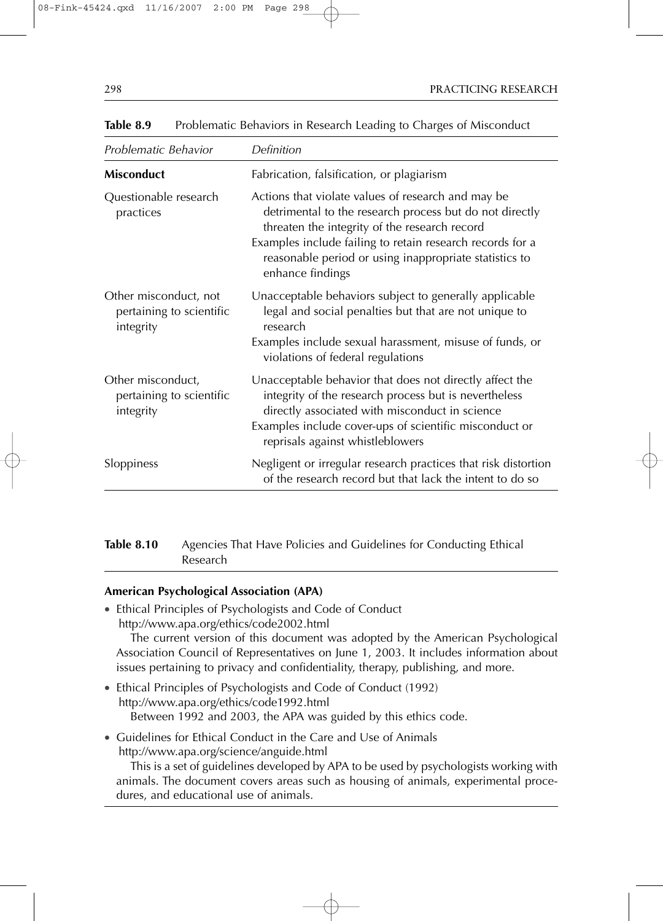**Table 8.9** Problematic Behaviors in Research Leading to Charges of Misconduct

| *Problematic Behavior* | *Definition* |
|---|---|
| **Misconduct** | Fabrication, falsification, or plagiarism |
| Questionable research practices | Actions that violate values of research and may be detrimental to the research process but do not directly threaten the integrity of the research record<br>Examples include failing to retain research records for a reasonable period or using inappropriate statistics to enhance findings |
| Other misconduct, not pertaining to scientific integrity | Unacceptable behaviors subject to generally applicable legal and social penalties but that are not unique to research<br>Examples include sexual harassment, misuse of funds, or violations of federal regulations |
| Other misconduct, pertaining to scientific integrity | Unacceptable behavior that does not directly affect the integrity of the research process but is nevertheless directly associated with misconduct in science<br>Examples include cover-ups of scientific misconduct or reprisals against whistleblowers |
| Sloppiness | Negligent or irregular research practices that risk distortion of the research record but that lack the intent to do so |

**Table 8.10** Agencies That Have Policies and Guidelines for Conducting Ethical Research

**American Psychological Association (APA)**

- Ethical Principles of Psychologists and Code of Conduct
  http://www.apa.org/ethics/code2002.html
  The current version of this document was adopted by the American Psychological Association Council of Representatives on June 1, 2003. It includes information about issues pertaining to privacy and confidentiality, therapy, publishing, and more.
- Ethical Principles of Psychologists and Code of Conduct (1992)
  http://www.apa.org/ethics/code1992.html
  Between 1992 and 2003, the APA was guided by this ethics code.
- Guidelines for Ethical Conduct in the Care and Use of Animals
  http://www.apa.org/science/anguide.html
  This is a set of guidelines developed by APA to be used by psychologists working with animals. The document covers areas such as housing of animals, experimental procedures, and educational use of animals.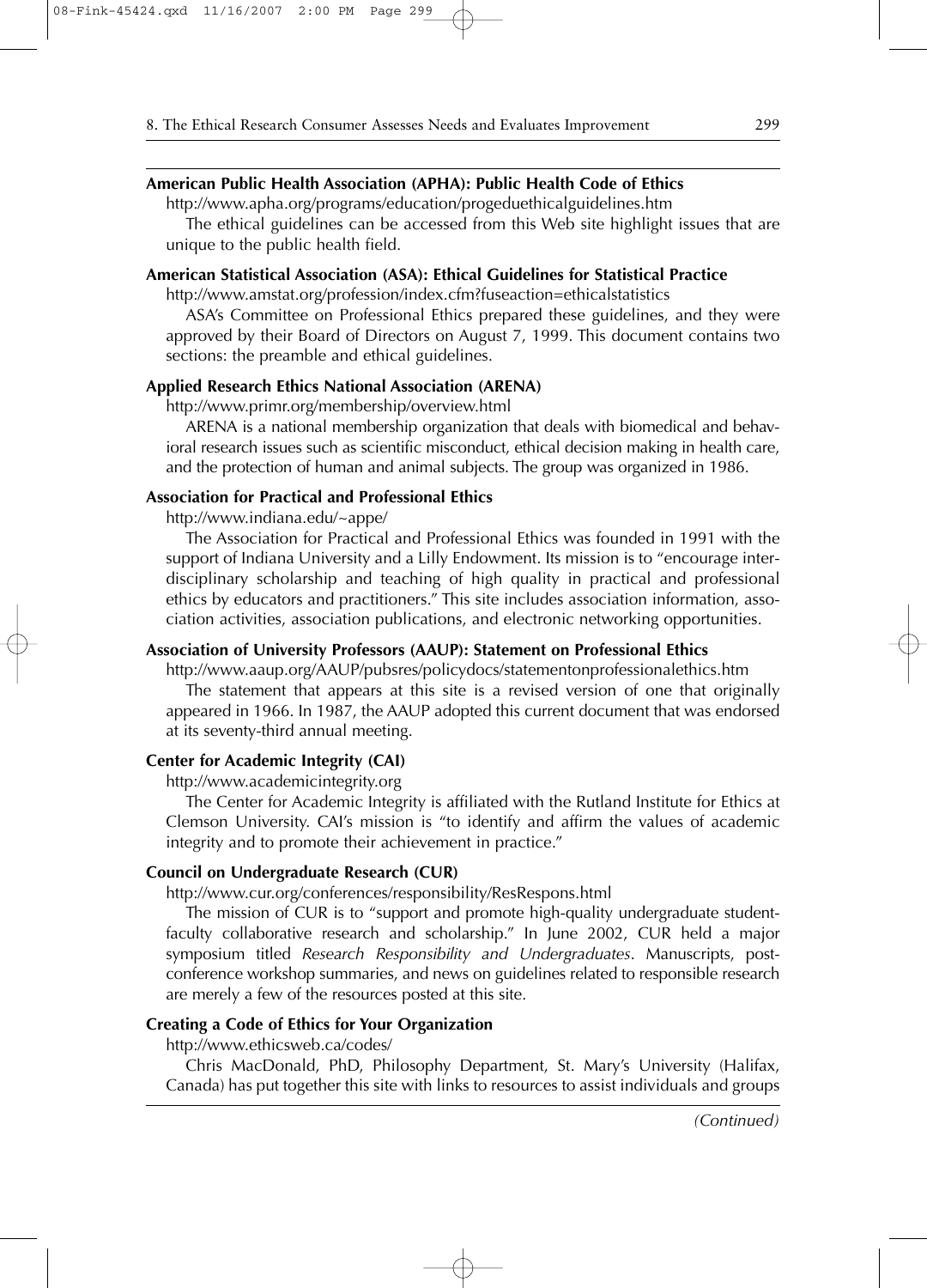**American Public Health Association (APHA): Public Health Code of Ethics**

http://www.apha.org/programs/education/progeduethicalguidelines.htm

The ethical guidelines can be accessed from this Web site highlight issues that are unique to the public health field.

**American Statistical Association (ASA): Ethical Guidelines for Statistical Practice**

http://www.amstat.org/profession/index.cfm?fuseaction=ethicalstatistics

ASA's Committee on Professional Ethics prepared these guidelines, and they were approved by their Board of Directors on August 7, 1999. This document contains two sections: the preamble and ethical guidelines.

**Applied Research Ethics National Association (ARENA)**

http://www.primr.org/membership/overview.html

ARENA is a national membership organization that deals with biomedical and behavioral research issues such as scientific misconduct, ethical decision making in health care, and the protection of human and animal subjects. The group was organized in 1986.

**Association for Practical and Professional Ethics**

http://www.indiana.edu/~appe/

The Association for Practical and Professional Ethics was founded in 1991 with the support of Indiana University and a Lilly Endowment. Its mission is to "encourage interdisciplinary scholarship and teaching of high quality in practical and professional ethics by educators and practitioners." This site includes association information, association activities, association publications, and electronic networking opportunities.

**Association of University Professors (AAUP): Statement on Professional Ethics**

http://www.aaup.org/AAUP/pubsres/policydocs/statementonprofessionalethics.htm

The statement that appears at this site is a revised version of one that originally appeared in 1966. In 1987, the AAUP adopted this current document that was endorsed at its seventy-third annual meeting.

**Center for Academic Integrity (CAI)**

http://www.academicintegrity.org

The Center for Academic Integrity is affiliated with the Rutland Institute for Ethics at Clemson University. CAI's mission is "to identify and affirm the values of academic integrity and to promote their achievement in practice."

**Council on Undergraduate Research (CUR)**

http://www.cur.org/conferences/responsibility/ResRespons.html

The mission of CUR is to "support and promote high-quality undergraduate student-faculty collaborative research and scholarship." In June 2002, CUR held a major symposium titled *Research Responsibility and Undergraduates*. Manuscripts, post-conference workshop summaries, and news on guidelines related to responsible research are merely a few of the resources posted at this site.

**Creating a Code of Ethics for Your Organization**

http://www.ethicsweb.ca/codes/

Chris MacDonald, PhD, Philosophy Department, St. Mary's University (Halifax, Canada) has put together this site with links to resources to assist individuals and groups

*(Continued)*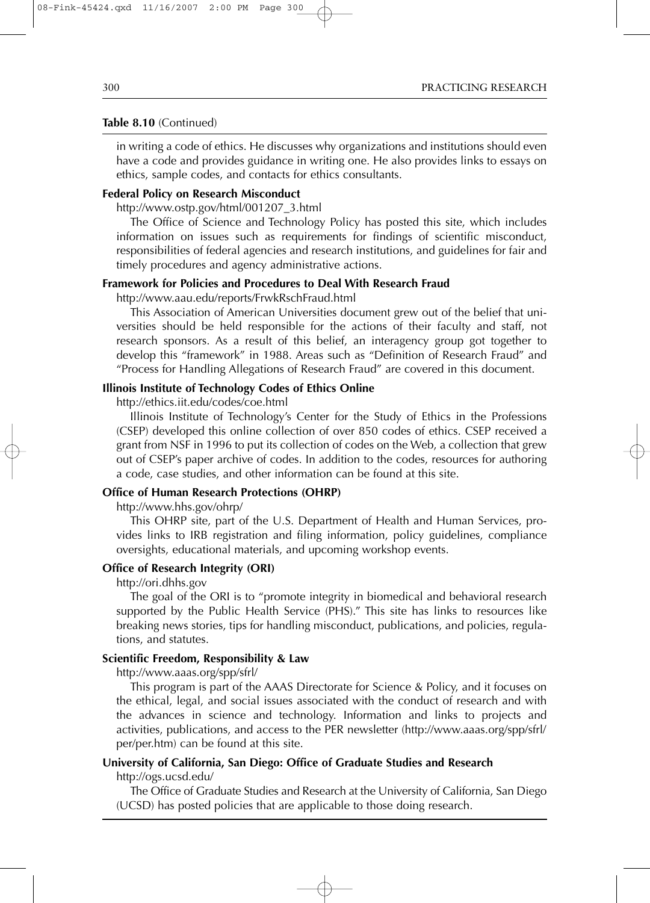**Table 8.10** (Continued)

in writing a code of ethics. He discusses why organizations and institutions should even have a code and provides guidance in writing one. He also provides links to essays on ethics, sample codes, and contacts for ethics consultants.

**Federal Policy on Research Misconduct**

http://www.ostp.gov/html/001207_3.html

The Office of Science and Technology Policy has posted this site, which includes information on issues such as requirements for findings of scientific misconduct, responsibilities of federal agencies and research institutions, and guidelines for fair and timely procedures and agency administrative actions.

**Framework for Policies and Procedures to Deal With Research Fraud**

http://www.aau.edu/reports/FrwkRschFraud.html

This Association of American Universities document grew out of the belief that universities should be held responsible for the actions of their faculty and staff, not research sponsors. As a result of this belief, an interagency group got together to develop this "framework" in 1988. Areas such as "Definition of Research Fraud" and "Process for Handling Allegations of Research Fraud" are covered in this document.

**Illinois Institute of Technology Codes of Ethics Online**

http://ethics.iit.edu/codes/coe.html

Illinois Institute of Technology's Center for the Study of Ethics in the Professions (CSEP) developed this online collection of over 850 codes of ethics. CSEP received a grant from NSF in 1996 to put its collection of codes on the Web, a collection that grew out of CSEP's paper archive of codes. In addition to the codes, resources for authoring a code, case studies, and other information can be found at this site.

**Office of Human Research Protections (OHRP)**

http://www.hhs.gov/ohrp/

This OHRP site, part of the U.S. Department of Health and Human Services, provides links to IRB registration and filing information, policy guidelines, compliance oversights, educational materials, and upcoming workshop events.

**Office of Research Integrity (ORI)**

http://ori.dhhs.gov

The goal of the ORI is to "promote integrity in biomedical and behavioral research supported by the Public Health Service (PHS)." This site has links to resources like breaking news stories, tips for handling misconduct, publications, and policies, regulations, and statutes.

**Scientific Freedom, Responsibility & Law**

http://www.aaas.org/spp/sfrl/

This program is part of the AAAS Directorate for Science & Policy, and it focuses on the ethical, legal, and social issues associated with the conduct of research and with the advances in science and technology. Information and links to projects and activities, publications, and access to the PER newsletter (http://www.aaas.org/spp/sfrl/per/per.htm) can be found at this site.

**University of California, San Diego: Office of Graduate Studies and Research**

http://ogs.ucsd.edu/

The Office of Graduate Studies and Research at the University of California, San Diego (UCSD) has posted policies that are applicable to those doing research.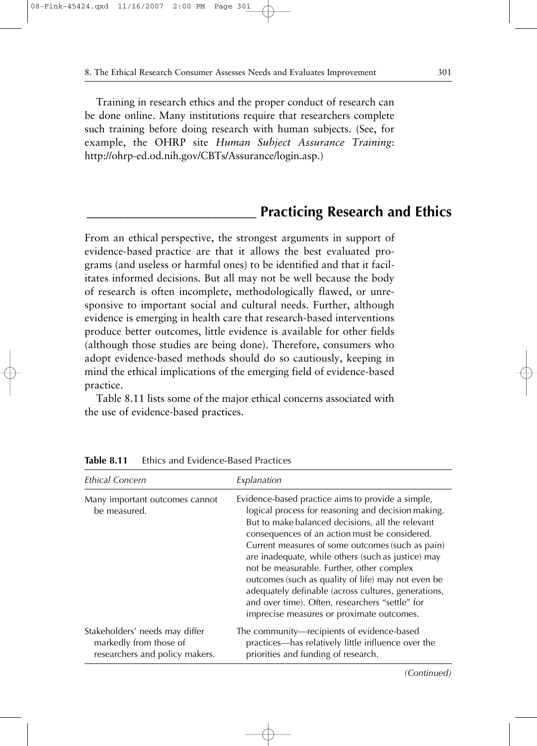Training in research ethics and the proper conduct of research can be done online. Many institutions require that researchers complete such training before doing research with human subjects. (See, for example, the OHRP site *Human Subject Assurance Training*: http://ohrp-ed.od.nih.gov/CBTs/Assurance/login.asp.)

## Practicing Research and Ethics

From an ethical perspective, the strongest arguments in support of evidence-based practice are that it allows the best evaluated programs (and useless or harmful ones) to be identified and that it facilitates informed decisions. But all may not be well because the body of research is often incomplete, methodologically flawed, or unresponsive to important social and cultural needs. Further, although evidence is emerging in health care that research-based interventions produce better outcomes, little evidence is available for other fields (although those studies are being done). Therefore, consumers who adopt evidence-based methods should do so cautiously, keeping in mind the ethical implications of the emerging field of evidence-based practice.

Table 8.11 lists some of the major ethical concerns associated with the use of evidence-based practices.

**Table 8.11** Ethics and Evidence-Based Practices

| *Ethical Concern* | *Explanation* |
|---|---|
| Many important outcomes cannot be measured. | Evidence-based practice aims to provide a simple, logical process for reasoning and decision making. But to make balanced decisions, all the relevant consequences of an action must be considered. Current measures of some outcomes (such as pain) are inadequate, while others (such as justice) may not be measurable. Further, other complex outcomes (such as quality of life) may not even be adequately definable (across cultures, generations, and over time). Often, researchers "settle" for imprecise measures or proximate outcomes. |
| Stakeholders' needs may differ markedly from those of researchers and policy makers. | The community—recipients of evidence-based practices—has relatively little influence over the priorities and funding of research. |

*(Continued)*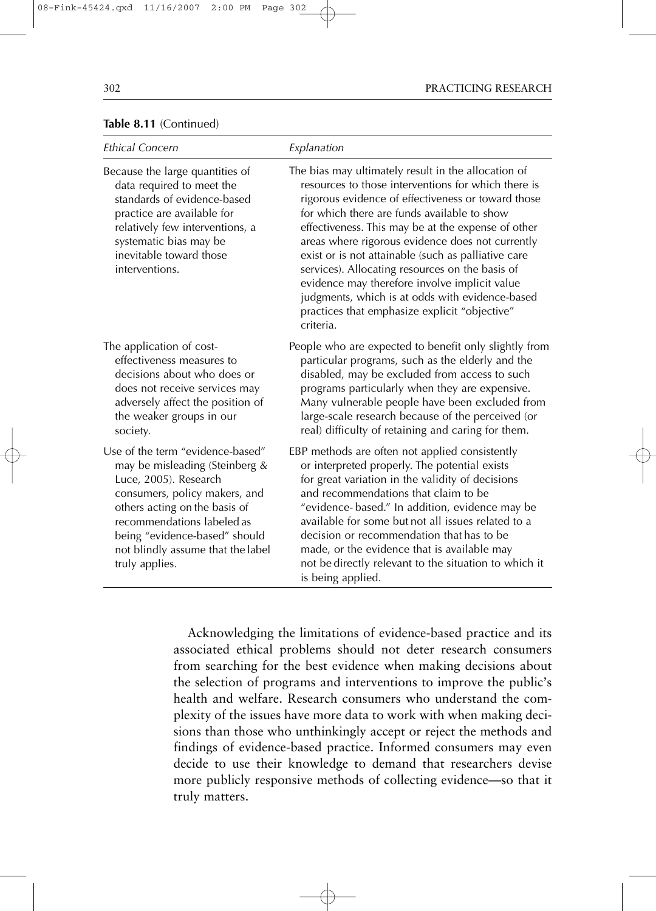**Table 8.11** (Continued)

| *Ethical Concern* | *Explanation* |
|---|---|
| Because the large quantities of data required to meet the standards of evidence-based practice are available for relatively few interventions, a systematic bias may be inevitable toward those interventions. | The bias may ultimately result in the allocation of resources to those interventions for which there is rigorous evidence of effectiveness or toward those for which there are funds available to show effectiveness. This may be at the expense of other areas where rigorous evidence does not currently exist or is not attainable (such as palliative care services). Allocating resources on the basis of evidence may therefore involve implicit value judgments, which is at odds with evidence-based practices that emphasize explicit "objective" criteria. |
| The application of cost-effectiveness measures to decisions about who does or does not receive services may adversely affect the position of the weaker groups in our society. | People who are expected to benefit only slightly from particular programs, such as the elderly and the disabled, may be excluded from access to such programs particularly when they are expensive. Many vulnerable people have been excluded from large-scale research because of the perceived (or real) difficulty of retaining and caring for them. |
| Use of the term "evidence-based" may be misleading (Steinberg & Luce, 2005). Research consumers, policy makers, and others acting on the basis of recommendations labeled as being "evidence-based" should not blindly assume that the label truly applies. | EBP methods are often not applied consistently or interpreted properly. The potential exists for great variation in the validity of decisions and recommendations that claim to be "evidence-based." In addition, evidence may be available for some but not all issues related to a decision or recommendation that has to be made, or the evidence that is available may not be directly relevant to the situation to which it is being applied. |

Acknowledging the limitations of evidence-based practice and its associated ethical problems should not deter research consumers from searching for the best evidence when making decisions about the selection of programs and interventions to improve the public's health and welfare. Research consumers who understand the complexity of the issues have more data to work with when making decisions than those who unthinkingly accept or reject the methods and findings of evidence-based practice. Informed consumers may even decide to use their knowledge to demand that researchers devise more publicly responsive methods of collecting evidence—so that it truly matters.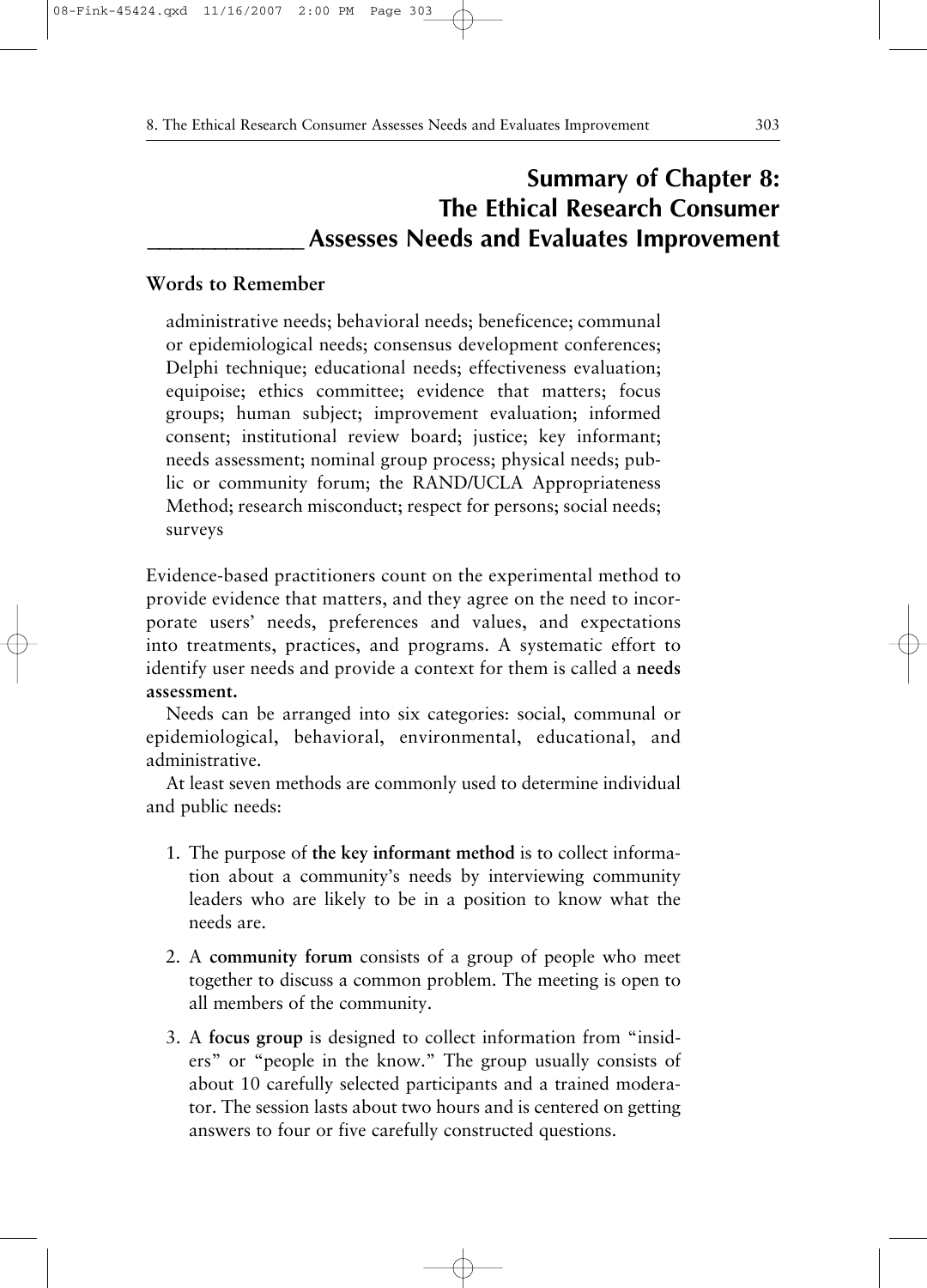# Summary of Chapter 8: The Ethical Research Consumer Assesses Needs and Evaluates Improvement

**Words to Remember**

administrative needs; behavioral needs; beneficence; communal or epidemiological needs; consensus development conferences; Delphi technique; educational needs; effectiveness evaluation; equipoise; ethics committee; evidence that matters; focus groups; human subject; improvement evaluation; informed consent; institutional review board; justice; key informant; needs assessment; nominal group process; physical needs; public or community forum; the RAND/UCLA Appropriateness Method; research misconduct; respect for persons; social needs; surveys

Evidence-based practitioners count on the experimental method to provide evidence that matters, and they agree on the need to incorporate users' needs, preferences and values, and expectations into treatments, practices, and programs. A systematic effort to identify user needs and provide a context for them is called a **needs assessment.**

Needs can be arranged into six categories: social, communal or epidemiological, behavioral, environmental, educational, and administrative.

At least seven methods are commonly used to determine individual and public needs:

1. The purpose of **the key informant method** is to collect information about a community's needs by interviewing community leaders who are likely to be in a position to know what the needs are.

2. A **community forum** consists of a group of people who meet together to discuss a common problem. The meeting is open to all members of the community.

3. A **focus group** is designed to collect information from "insiders" or "people in the know." The group usually consists of about 10 carefully selected participants and a trained moderator. The session lasts about two hours and is centered on getting answers to four or five carefully constructed questions.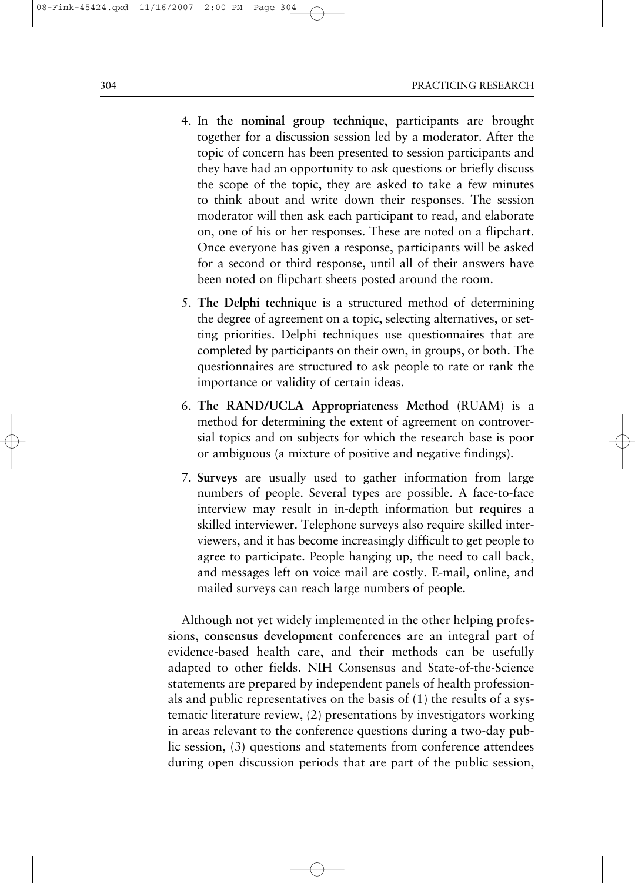4. In **the nominal group technique**, participants are brought together for a discussion session led by a moderator. After the topic of concern has been presented to session participants and they have had an opportunity to ask questions or briefly discuss the scope of the topic, they are asked to take a few minutes to think about and write down their responses. The session moderator will then ask each participant to read, and elaborate on, one of his or her responses. These are noted on a flipchart. Once everyone has given a response, participants will be asked for a second or third response, until all of their answers have been noted on flipchart sheets posted around the room.

5. **The Delphi technique** is a structured method of determining the degree of agreement on a topic, selecting alternatives, or setting priorities. Delphi techniques use questionnaires that are completed by participants on their own, in groups, or both. The questionnaires are structured to ask people to rate or rank the importance or validity of certain ideas.

6. **The RAND/UCLA Appropriateness Method** (RUAM) is a method for determining the extent of agreement on controversial topics and on subjects for which the research base is poor or ambiguous (a mixture of positive and negative findings).

7. **Surveys** are usually used to gather information from large numbers of people. Several types are possible. A face-to-face interview may result in in-depth information but requires a skilled interviewer. Telephone surveys also require skilled interviewers, and it has become increasingly difficult to get people to agree to participate. People hanging up, the need to call back, and messages left on voice mail are costly. E-mail, online, and mailed surveys can reach large numbers of people.

Although not yet widely implemented in the other helping professions, **consensus development conferences** are an integral part of evidence-based health care, and their methods can be usefully adapted to other fields. NIH Consensus and State-of-the-Science statements are prepared by independent panels of health professionals and public representatives on the basis of (1) the results of a systematic literature review, (2) presentations by investigators working in areas relevant to the conference questions during a two-day public session, (3) questions and statements from conference attendees during open discussion periods that are part of the public session,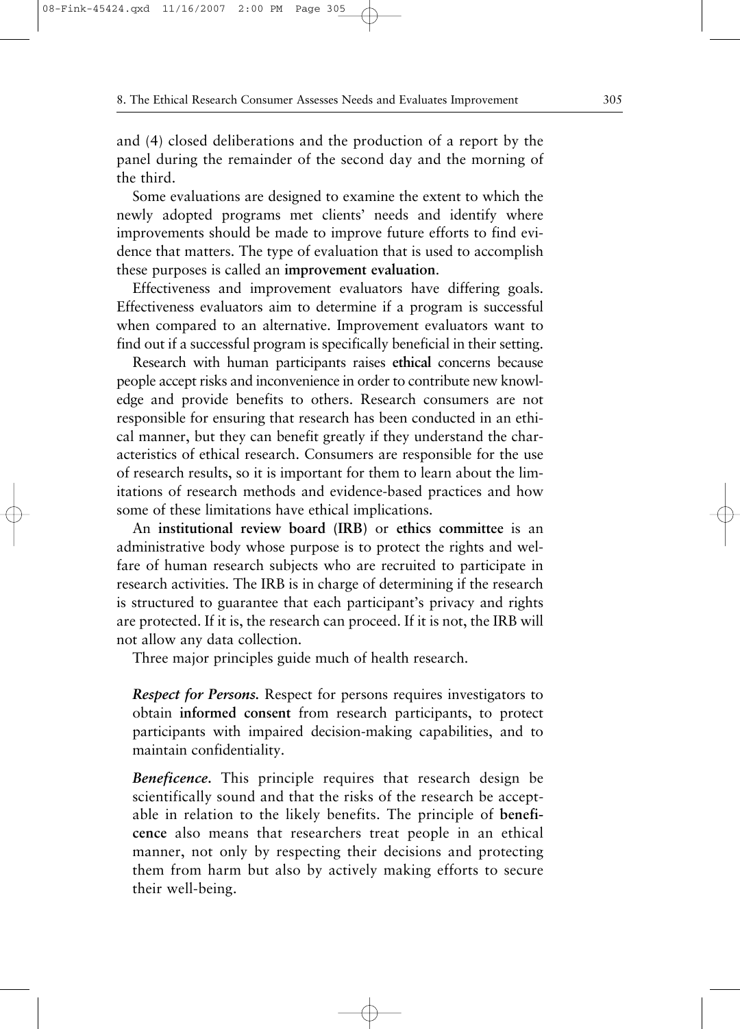and (4) closed deliberations and the production of a report by the panel during the remainder of the second day and the morning of the third.

Some evaluations are designed to examine the extent to which the newly adopted programs met clients' needs and identify where improvements should be made to improve future efforts to find evidence that matters. The type of evaluation that is used to accomplish these purposes is called an **improvement evaluation**.

Effectiveness and improvement evaluators have differing goals. Effectiveness evaluators aim to determine if a program is successful when compared to an alternative. Improvement evaluators want to find out if a successful program is specifically beneficial in their setting.

Research with human participants raises **ethical** concerns because people accept risks and inconvenience in order to contribute new knowledge and provide benefits to others. Research consumers are not responsible for ensuring that research has been conducted in an ethical manner, but they can benefit greatly if they understand the characteristics of ethical research. Consumers are responsible for the use of research results, so it is important for them to learn about the limitations of research methods and evidence-based practices and how some of these limitations have ethical implications.

An **institutional review board (IRB)** or **ethics committee** is an administrative body whose purpose is to protect the rights and welfare of human research subjects who are recruited to participate in research activities. The IRB is in charge of determining if the research is structured to guarantee that each participant's privacy and rights are protected. If it is, the research can proceed. If it is not, the IRB will not allow any data collection.

Three major principles guide much of health research.

***Respect for Persons.*** Respect for persons requires investigators to obtain **informed consent** from research participants, to protect participants with impaired decision-making capabilities, and to maintain confidentiality.

***Beneficence.*** This principle requires that research design be scientifically sound and that the risks of the research be acceptable in relation to the likely benefits. The principle of **beneficence** also means that researchers treat people in an ethical manner, not only by respecting their decisions and protecting them from harm but also by actively making efforts to secure their well-being.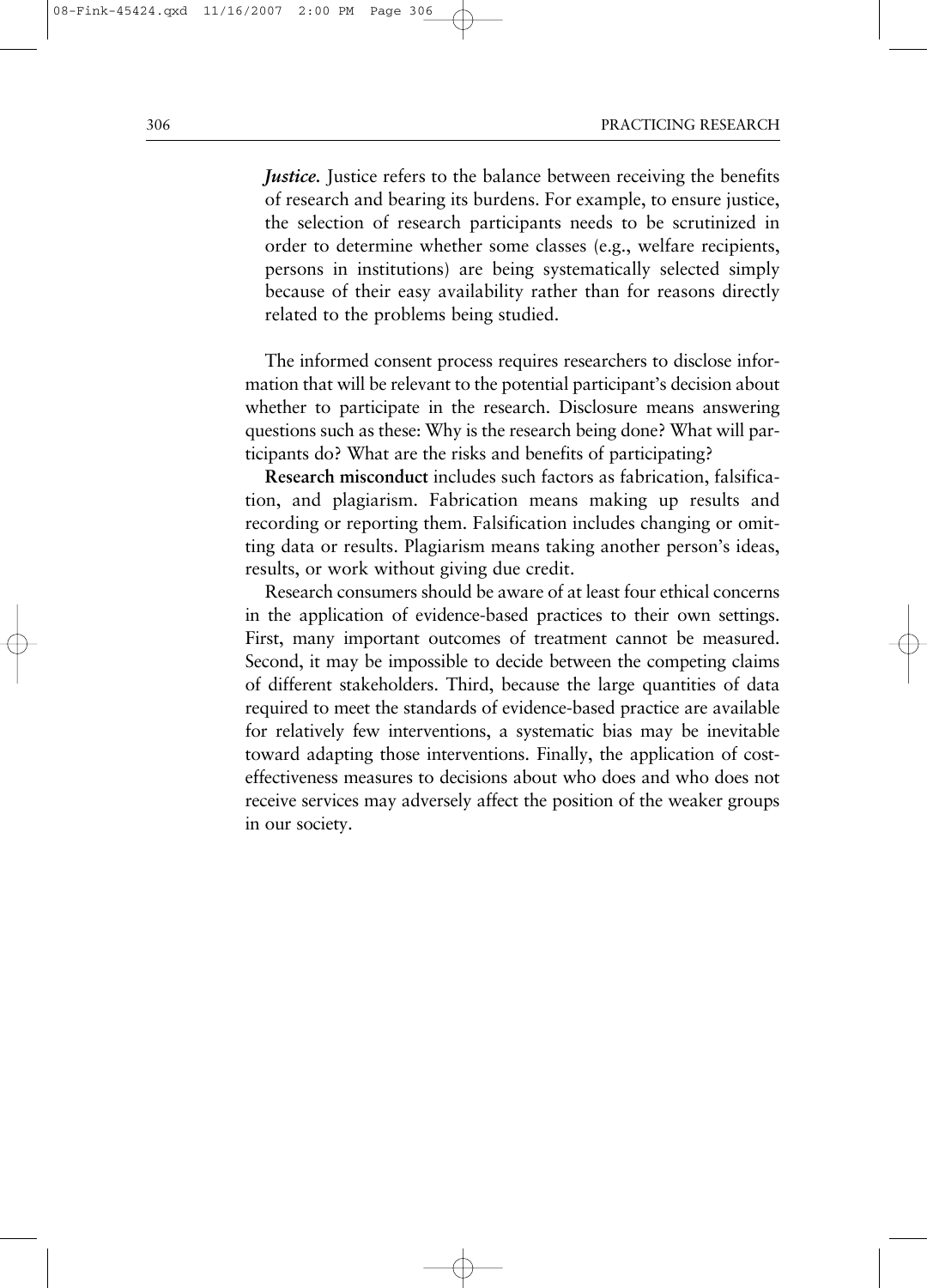***Justice.*** Justice refers to the balance between receiving the benefits of research and bearing its burdens. For example, to ensure justice, the selection of research participants needs to be scrutinized in order to determine whether some classes (e.g., welfare recipients, persons in institutions) are being systematically selected simply because of their easy availability rather than for reasons directly related to the problems being studied.

The informed consent process requires researchers to disclose information that will be relevant to the potential participant's decision about whether to participate in the research. Disclosure means answering questions such as these: Why is the research being done? What will participants do? What are the risks and benefits of participating?

**Research misconduct** includes such factors as fabrication, falsification, and plagiarism. Fabrication means making up results and recording or reporting them. Falsification includes changing or omitting data or results. Plagiarism means taking another person's ideas, results, or work without giving due credit.

Research consumers should be aware of at least four ethical concerns in the application of evidence-based practices to their own settings. First, many important outcomes of treatment cannot be measured. Second, it may be impossible to decide between the competing claims of different stakeholders. Third, because the large quantities of data required to meet the standards of evidence-based practice are available for relatively few interventions, a systematic bias may be inevitable toward adapting those interventions. Finally, the application of cost-effectiveness measures to decisions about who does and who does not receive services may adversely affect the position of the weaker groups in our society.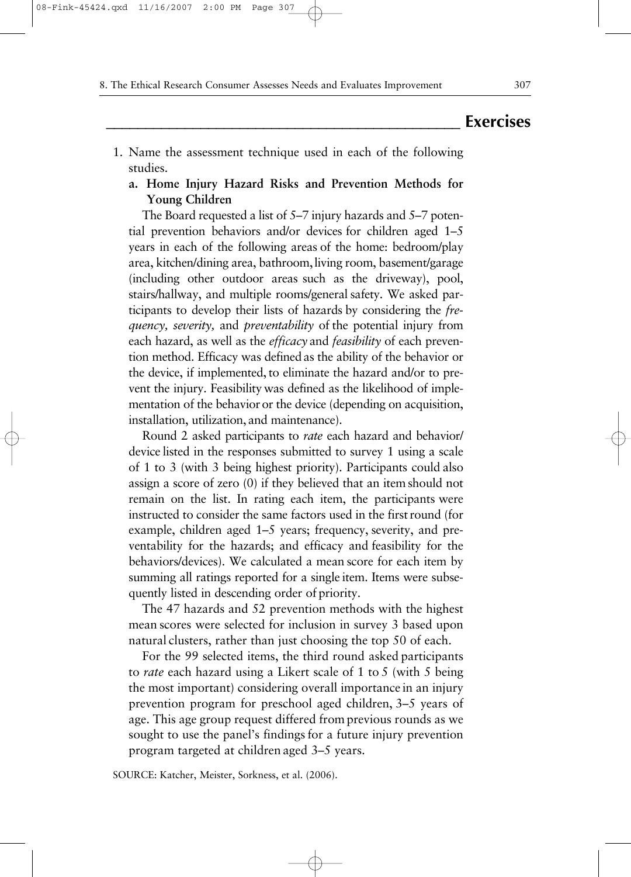## Exercises

1. Name the assessment technique used in each of the following studies.

   **a. Home Injury Hazard Risks and Prevention Methods for Young Children**

   The Board requested a list of 5–7 injury hazards and 5–7 potential prevention behaviors and/or devices for children aged 1–5 years in each of the following areas of the home: bedroom/play area, kitchen/dining area, bathroom, living room, basement/garage (including other outdoor areas such as the driveway), pool, stairs/hallway, and multiple rooms/general safety. We asked participants to develop their lists of hazards by considering the *frequency, severity,* and *preventability* of the potential injury from each hazard, as well as the *efficacy* and *feasibility* of each prevention method. Efficacy was defined as the ability of the behavior or the device, if implemented, to eliminate the hazard and/or to prevent the injury. Feasibility was defined as the likelihood of implementation of the behavior or the device (depending on acquisition, installation, utilization, and maintenance).

   Round 2 asked participants to *rate* each hazard and behavior/device listed in the responses submitted to survey 1 using a scale of 1 to 3 (with 3 being highest priority). Participants could also assign a score of zero (0) if they believed that an item should not remain on the list. In rating each item, the participants were instructed to consider the same factors used in the first round (for example, children aged 1–5 years; frequency, severity, and preventability for the hazards; and efficacy and feasibility for the behaviors/devices). We calculated a mean score for each item by summing all ratings reported for a single item. Items were subsequently listed in descending order of priority.

   The 47 hazards and 52 prevention methods with the highest mean scores were selected for inclusion in survey 3 based upon natural clusters, rather than just choosing the top 50 of each.

   For the 99 selected items, the third round asked participants to *rate* each hazard using a Likert scale of 1 to 5 (with 5 being the most important) considering overall importance in an injury prevention program for preschool aged children, 3–5 years of age. This age group request differed from previous rounds as we sought to use the panel's findings for a future injury prevention program targeted at children aged 3–5 years.

SOURCE: Katcher, Meister, Sorkness, et al. (2006).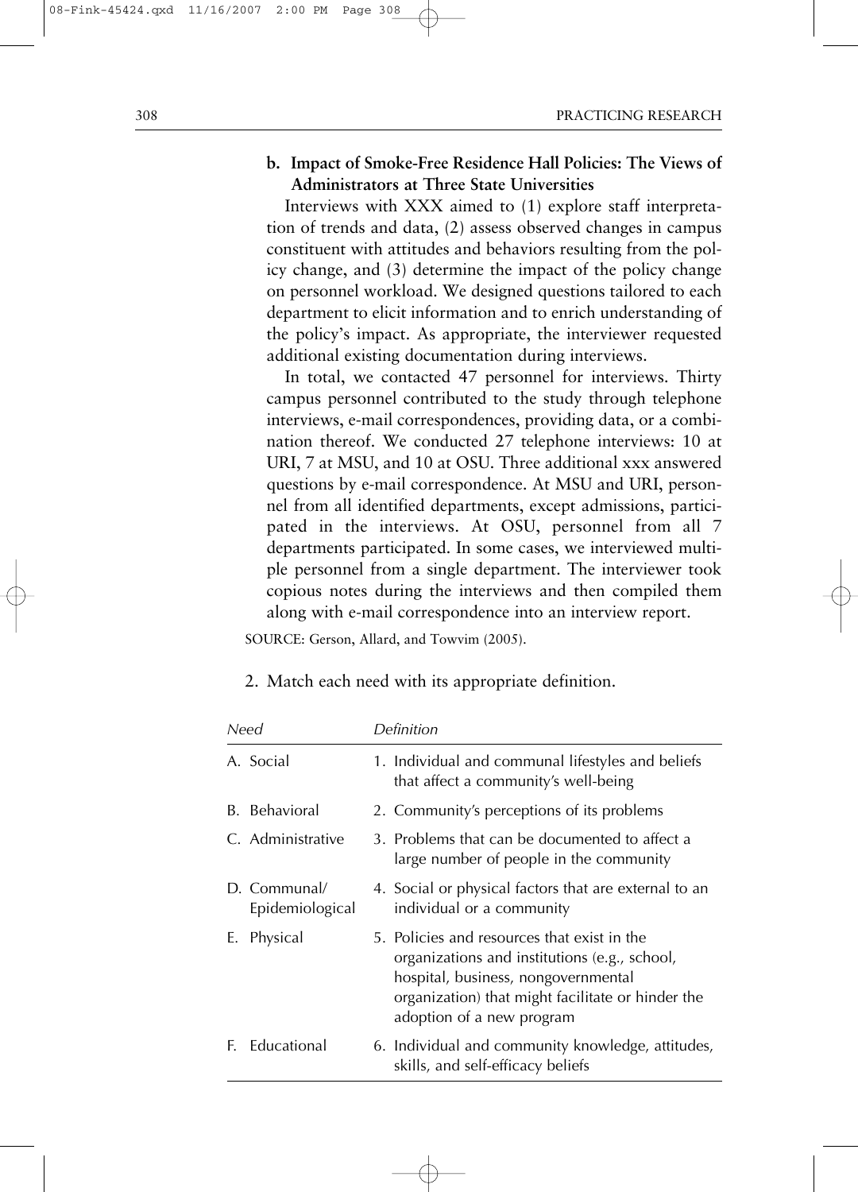**b. Impact of Smoke-Free Residence Hall Policies: The Views of Administrators at Three State Universities**

Interviews with XXX aimed to (1) explore staff interpretation of trends and data, (2) assess observed changes in campus constituent with attitudes and behaviors resulting from the policy change, and (3) determine the impact of the policy change on personnel workload. We designed questions tailored to each department to elicit information and to enrich understanding of the policy's impact. As appropriate, the interviewer requested additional existing documentation during interviews.

In total, we contacted 47 personnel for interviews. Thirty campus personnel contributed to the study through telephone interviews, e-mail correspondences, providing data, or a combination thereof. We conducted 27 telephone interviews: 10 at URI, 7 at MSU, and 10 at OSU. Three additional xxx answered questions by e-mail correspondence. At MSU and URI, personnel from all identified departments, except admissions, participated in the interviews. At OSU, personnel from all 7 departments participated. In some cases, we interviewed multiple personnel from a single department. The interviewer took copious notes during the interviews and then compiled them along with e-mail correspondence into an interview report.

SOURCE: Gerson, Allard, and Towvim (2005).

2. Match each need with its appropriate definition.

| *Need* | *Definition* |
|---|---|
| A. Social | 1. Individual and communal lifestyles and beliefs that affect a community's well-being |
| B. Behavioral | 2. Community's perceptions of its problems |
| C. Administrative | 3. Problems that can be documented to affect a large number of people in the community |
| D. Communal/ Epidemiological | 4. Social or physical factors that are external to an individual or a community |
| E. Physical | 5. Policies and resources that exist in the organizations and institutions (e.g., school, hospital, business, nongovernmental organization) that might facilitate or hinder the adoption of a new program |
| F. Educational | 6. Individual and community knowledge, attitudes, skills, and self-efficacy beliefs |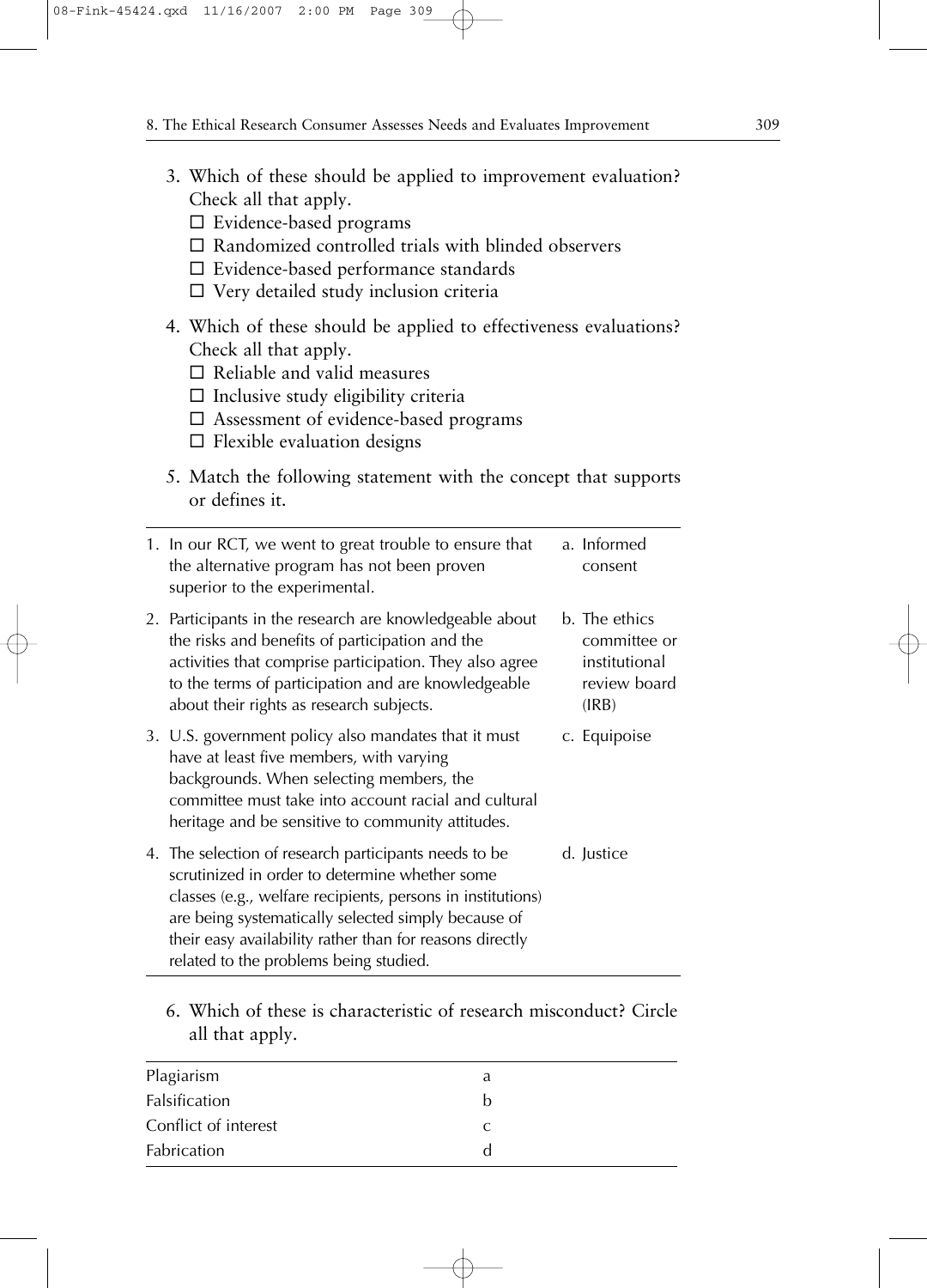3. Which of these should be applied to improvement evaluation? Check all that apply.
   - ☐ Evidence-based programs
   - ☐ Randomized controlled trials with blinded observers
   - ☐ Evidence-based performance standards
   - ☐ Very detailed study inclusion criteria

4. Which of these should be applied to effectiveness evaluations? Check all that apply.
   - ☐ Reliable and valid measures
   - ☐ Inclusive study eligibility criteria
   - ☐ Assessment of evidence-based programs
   - ☐ Flexible evaluation designs

5. Match the following statement with the concept that supports or defines it.

| | |
|---|---|
| 1. In our RCT, we went to great trouble to ensure that the alternative program has not been proven superior to the experimental. | a. Informed consent |
| 2. Participants in the research are knowledgeable about the risks and benefits of participation and the activities that comprise participation. They also agree to the terms of participation and are knowledgeable about their rights as research subjects. | b. The ethics committee or institutional review board (IRB) |
| 3. U.S. government policy also mandates that it must have at least five members, with varying backgrounds. When selecting members, the committee must take into account racial and cultural heritage and be sensitive to community attitudes. | c. Equipoise |
| 4. The selection of research participants needs to be scrutinized in order to determine whether some classes (e.g., welfare recipients, persons in institutions) are being systematically selected simply because of their easy availability rather than for reasons directly related to the problems being studied. | d. Justice |

6. Which of these is characteristic of research misconduct? Circle all that apply.

| | |
|---|---|
| Plagiarism | a |
| Falsification | b |
| Conflict of interest | c |
| Fabrication | d |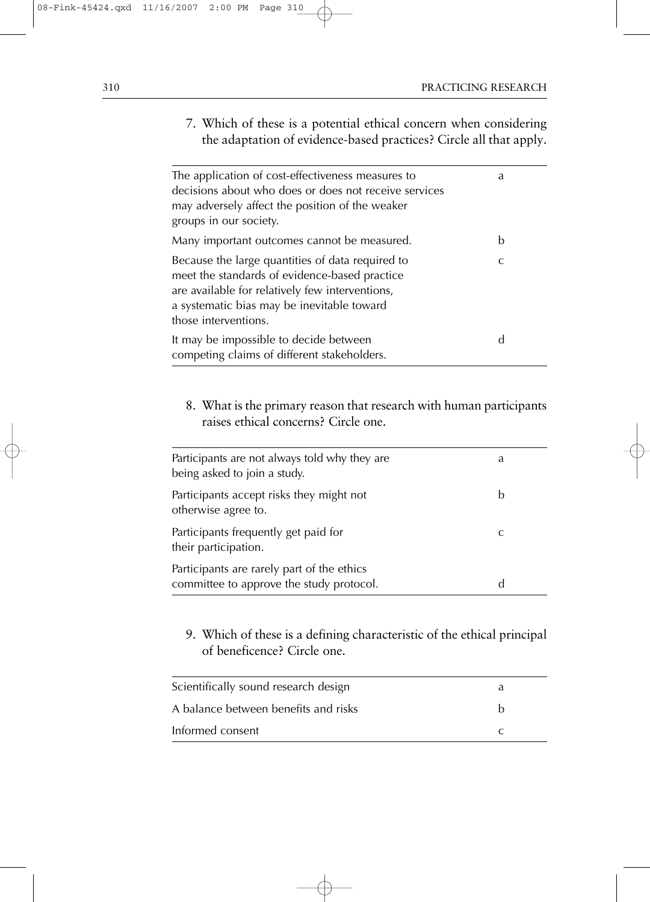7. Which of these is a potential ethical concern when considering the adaptation of evidence-based practices? Circle all that apply.

| | |
|---|---|
| The application of cost-effectiveness measures to decisions about who does or does not receive services may adversely affect the position of the weaker groups in our society. | a |
| Many important outcomes cannot be measured. | b |
| Because the large quantities of data required to meet the standards of evidence-based practice are available for relatively few interventions, a systematic bias may be inevitable toward those interventions. | c |
| It may be impossible to decide between competing claims of different stakeholders. | d |

8. What is the primary reason that research with human participants raises ethical concerns? Circle one.

| | |
|---|---|
| Participants are not always told why they are being asked to join a study. | a |
| Participants accept risks they might not otherwise agree to. | b |
| Participants frequently get paid for their participation. | c |
| Participants are rarely part of the ethics committee to approve the study protocol. | d |

9. Which of these is a defining characteristic of the ethical principal of beneficence? Circle one.

| | |
|---|---|
| Scientifically sound research design | a |
| A balance between benefits and risks | b |
| Informed consent | c |